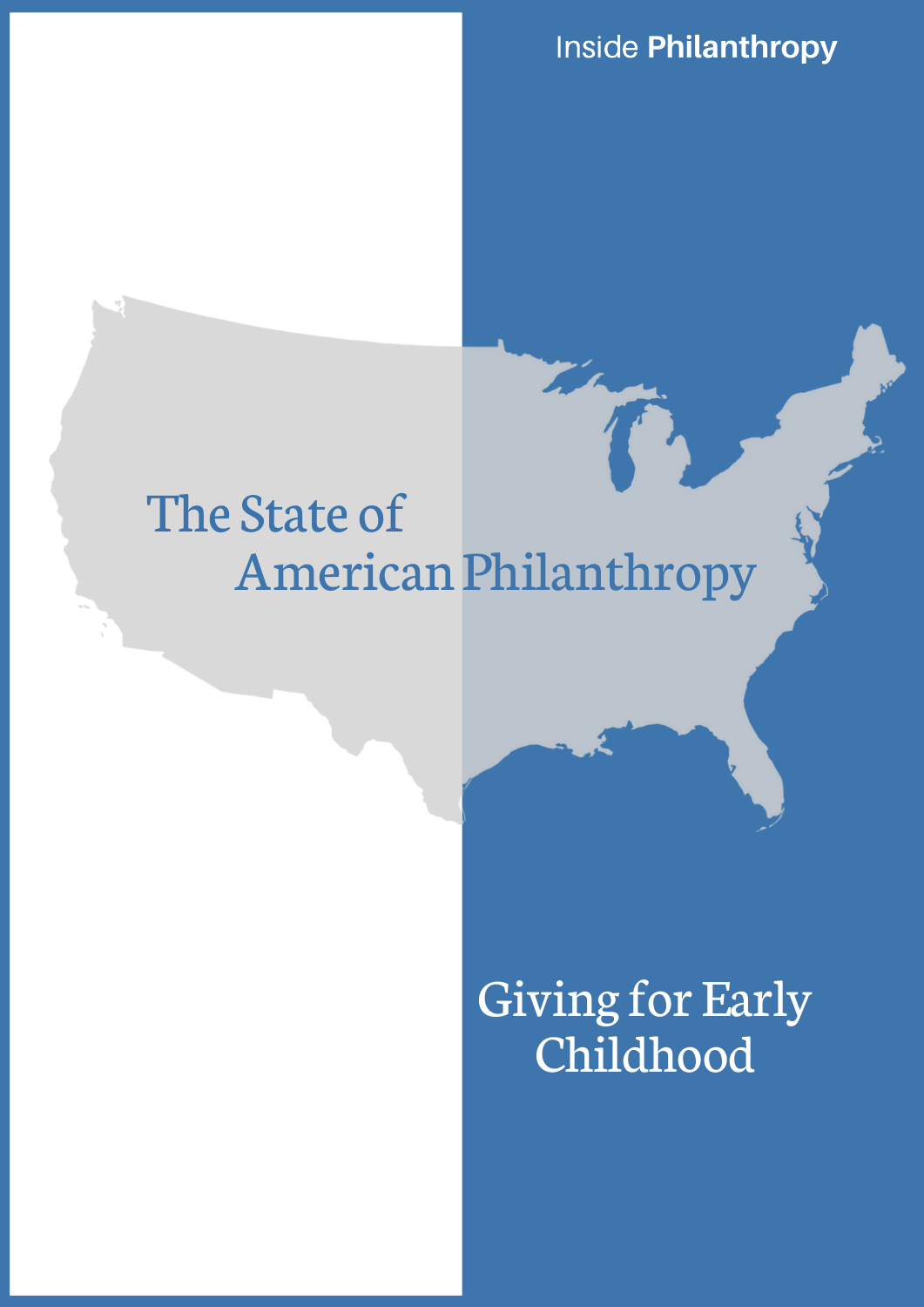Inside **Philanthropy**

# The State of American Philanthropy

## Giving for Early Childhood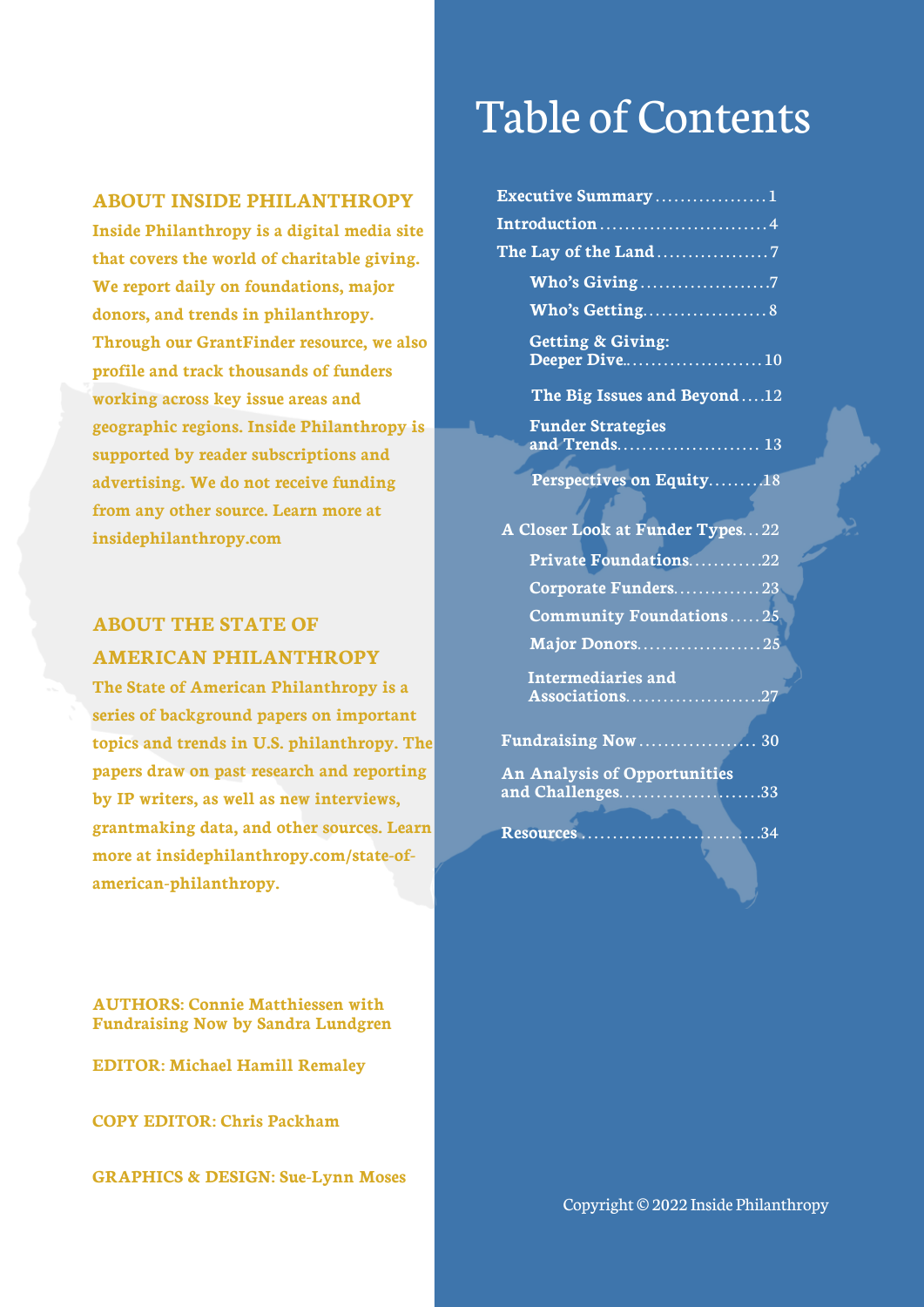## ABOUT INSIDE PHILANTHROPY

**Inside Philanthropy is a digital media site that covers the world of charitable giving. We report daily on foundations, major donors, and trends in philanthropy. Through our GrantFinder resource, we also profile and track thousands of funders working across key issue areas and geographic regions. Inside Philanthropy is supported by reader subscriptions and advertising. We do not receive funding from any other source. Learn more at insidephilanthropy.com**

## ABOUT THE STATE OF AMERICAN PHILANTHROPY

**The State of American Philanthropy is a series of background papers on important topics and trends in U.S. philanthropy. The papers draw on past research and reporting by IP writers, as well as new interviews, grantmaking data, and other sources. Learn more at insidephilanthropy.com/state-of-american-philanthropy.**

**AUTHORS: Connie Matthiessen with Fundraising Now by Sandra Lundgren**

**EDITOR: Michael Hamill Remaley**

**COPY EDITOR: Chris Packham**

**GRAPHICS & DESIGN: Sue-Lynn Moses**

# Table of Contents

- **Executive Summary** .................. 1
- **Introduction** .......................... 4
- **The Lay of the Land** .................. 7
  - **Who's Giving** .................... 7
  - **Who's Getting** ................... 8
  - **Getting & Giving: Deeper Dive** ...................... 10
  - **The Big Issues and Beyond** .... 12
  - **Funder Strategies and Trends** ....................... 13
  - **Perspectives on Equity** ......... 18
- **A Closer Look at Funder Types** ... 22
  - **Private Foundations** ........... 22
  - **Corporate Funders** ............. 23
  - **Community Foundations** ..... 25
  - **Major Donors** .................... 25
  - **Intermediaries and Associations** ...................... 27
- **Fundraising Now** ................... 30
- **An Analysis of Opportunities and Challenges** ...................... 33
- **Resources** ............................ 34

Copyright © 2022 Inside Philanthropy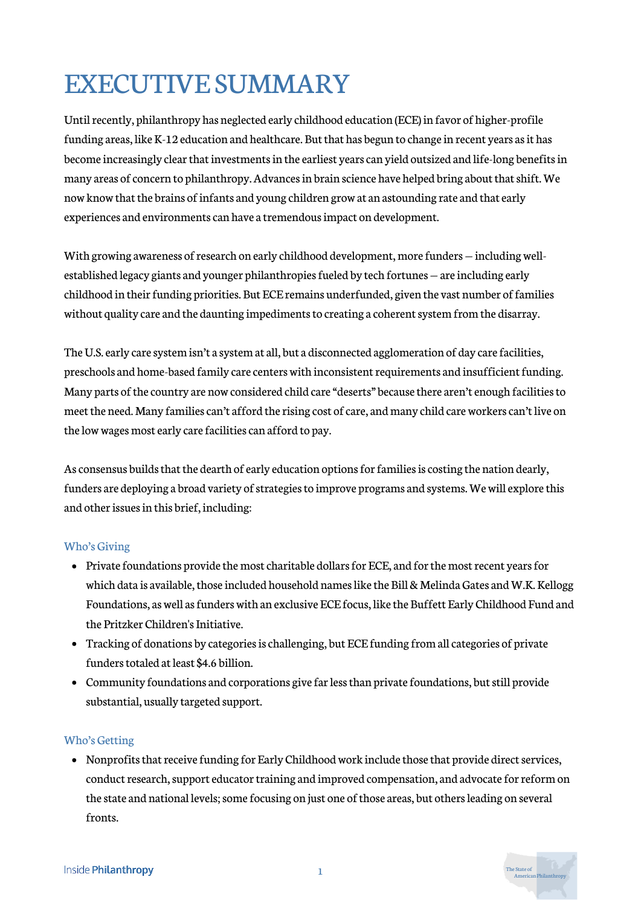# EXECUTIVE SUMMARY

Until recently, philanthropy has neglected early childhood education (ECE) in favor of higher-profile funding areas, like K-12 education and healthcare. But that has begun to change in recent years as it has become increasingly clear that investments in the earliest years can yield outsized and life-long benefits in many areas of concern to philanthropy. Advances in brain science have helped bring about that shift. We now know that the brains of infants and young children grow at an astounding rate and that early experiences and environments can have a tremendous impact on development.

With growing awareness of research on early childhood development, more funders — including well-established legacy giants and younger philanthropies fueled by tech fortunes — are including early childhood in their funding priorities. But ECE remains underfunded, given the vast number of families without quality care and the daunting impediments to creating a coherent system from the disarray.

The U.S. early care system isn't a system at all, but a disconnected agglomeration of day care facilities, preschools and home-based family care centers with inconsistent requirements and insufficient funding. Many parts of the country are now considered child care "deserts" because there aren't enough facilities to meet the need. Many families can't afford the rising cost of care, and many child care workers can't live on the low wages most early care facilities can afford to pay.

As consensus builds that the dearth of early education options for families is costing the nation dearly, funders are deploying a broad variety of strategies to improve programs and systems. We will explore this and other issues in this brief, including:

### Who's Giving

- Private foundations provide the most charitable dollars for ECE, and for the most recent years for which data is available, those included household names like the Bill & Melinda Gates and W.K. Kellogg Foundations, as well as funders with an exclusive ECE focus, like the Buffett Early Childhood Fund and the Pritzker Children's Initiative.
- Tracking of donations by categories is challenging, but ECE funding from all categories of private funders totaled at least $4.6 billion.
- Community foundations and corporations give far less than private foundations, but still provide substantial, usually targeted support.

### Who's Getting

- Nonprofits that receive funding for Early Childhood work include those that provide direct services, conduct research, support educator training and improved compensation, and advocate for reform on the state and national levels; some focusing on just one of those areas, but others leading on several fronts.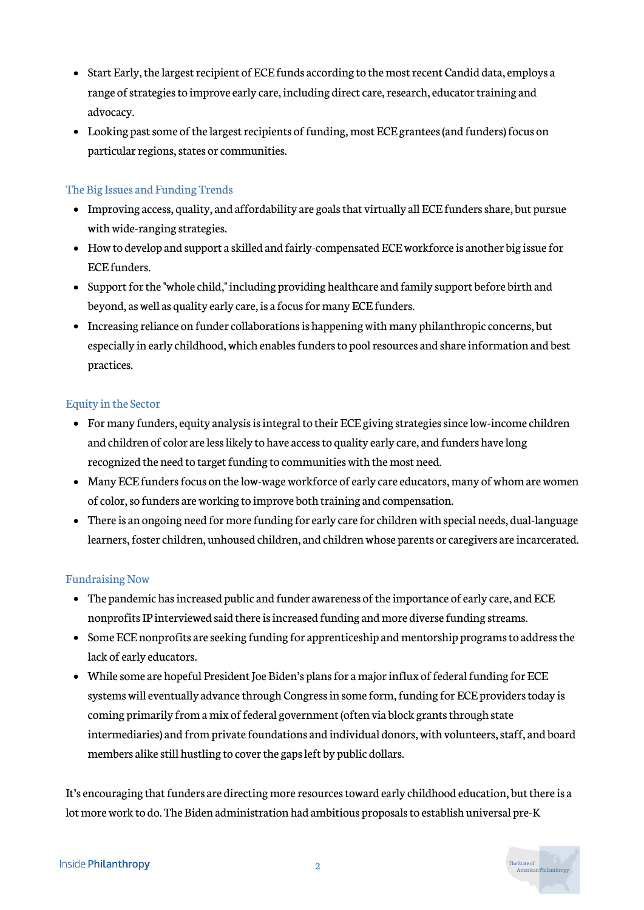- Start Early, the largest recipient of ECE funds according to the most recent Candid data, employs a range of strategies to improve early care, including direct care, research, educator training and advocacy.
- Looking past some of the largest recipients of funding, most ECE grantees (and funders) focus on particular regions, states or communities.

### The Big Issues and Funding Trends

- Improving access, quality, and affordability are goals that virtually all ECE funders share, but pursue with wide-ranging strategies.
- How to develop and support a skilled and fairly-compensated ECE workforce is another big issue for ECE funders.
- Support for the "whole child," including providing healthcare and family support before birth and beyond, as well as quality early care, is a focus for many ECE funders.
- Increasing reliance on funder collaborations is happening with many philanthropic concerns, but especially in early childhood, which enables funders to pool resources and share information and best practices.

### Equity in the Sector

- For many funders, equity analysis is integral to their ECE giving strategies since low-income children and children of color are less likely to have access to quality early care, and funders have long recognized the need to target funding to communities with the most need.
- Many ECE funders focus on the low-wage workforce of early care educators, many of whom are women of color, so funders are working to improve both training and compensation.
- There is an ongoing need for more funding for early care for children with special needs, dual-language learners, foster children, unhoused children, and children whose parents or caregivers are incarcerated.

### Fundraising Now

- The pandemic has increased public and funder awareness of the importance of early care, and ECE nonprofits IP interviewed said there is increased funding and more diverse funding streams.
- Some ECE nonprofits are seeking funding for apprenticeship and mentorship programs to address the lack of early educators.
- While some are hopeful President Joe Biden's plans for a major influx of federal funding for ECE systems will eventually advance through Congress in some form, funding for ECE providers today is coming primarily from a mix of federal government (often via block grants through state intermediaries) and from private foundations and individual donors, with volunteers, staff, and board members alike still hustling to cover the gaps left by public dollars.

It's encouraging that funders are directing more resources toward early childhood education, but there is a lot more work to do. The Biden administration had ambitious proposals to establish universal pre-K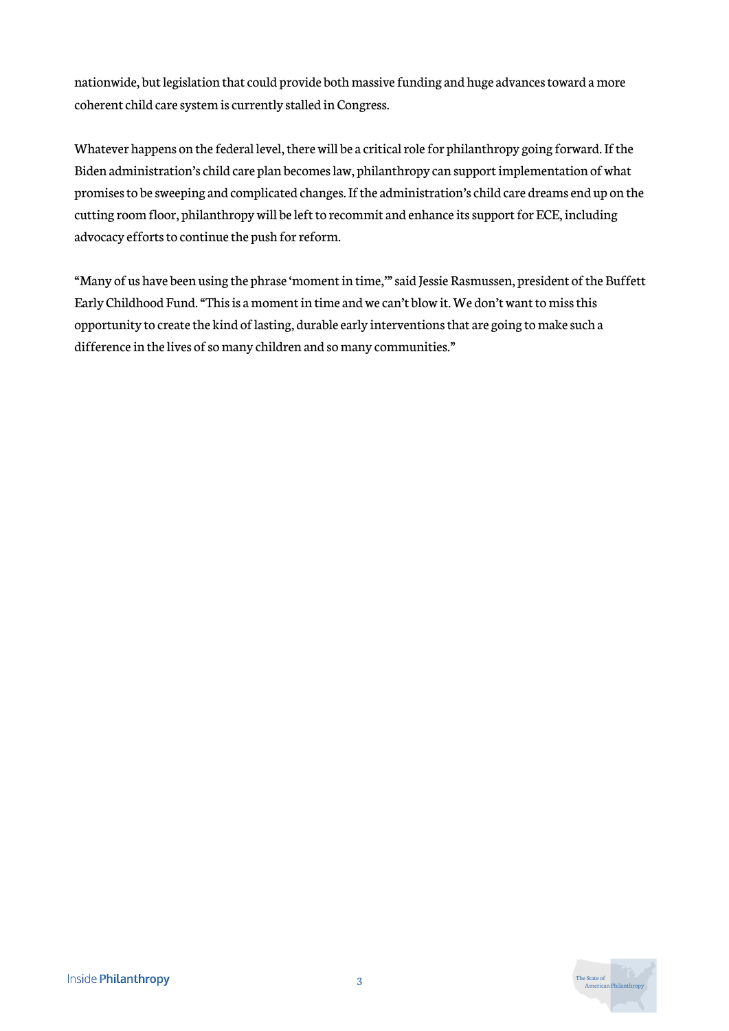nationwide, but legislation that could provide both massive funding and huge advances toward a more coherent child care system is currently stalled in Congress.

Whatever happens on the federal level, there will be a critical role for philanthropy going forward. If the Biden administration's child care plan becomes law, philanthropy can support implementation of what promises to be sweeping and complicated changes. If the administration's child care dreams end up on the cutting room floor, philanthropy will be left to recommit and enhance its support for ECE, including advocacy efforts to continue the push for reform.

"Many of us have been using the phrase 'moment in time,'" said Jessie Rasmussen, president of the Buffett Early Childhood Fund. "This is a moment in time and we can't blow it. We don't want to miss this opportunity to create the kind of lasting, durable early interventions that are going to make such a difference in the lives of so many children and so many communities."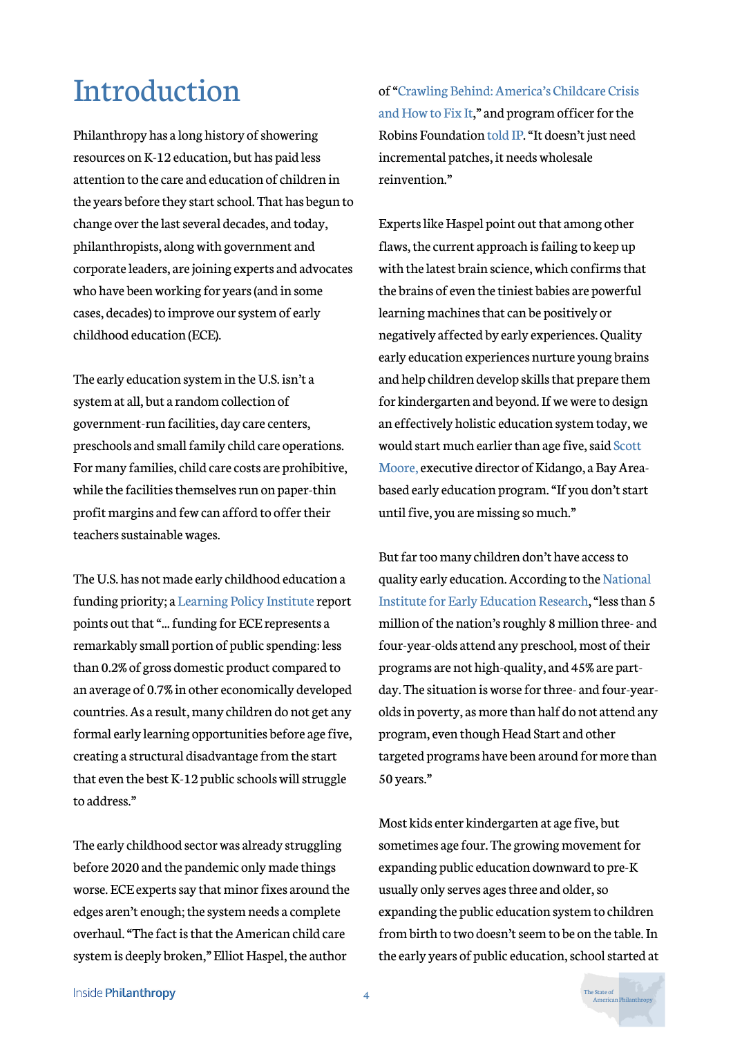# Introduction

Philanthropy has a long history of showering resources on K-12 education, but has paid less attention to the care and education of children in the years before they start school. That has begun to change over the last several decades, and today, philanthropists, along with government and corporate leaders, are joining experts and advocates who have been working for years (and in some cases, decades) to improve our system of early childhood education (ECE).

The early education system in the U.S. isn't a system at all, but a random collection of government-run facilities, day care centers, preschools and small family child care operations. For many families, child care costs are prohibitive, while the facilities themselves run on paper-thin profit margins and few can afford to offer their teachers sustainable wages.

The U.S. has not made early childhood education a funding priority; a Learning Policy Institute report points out that "… funding for ECE represents a remarkably small portion of public spending: less than 0.2% of gross domestic product compared to an average of 0.7% in other economically developed countries. As a result, many children do not get any formal early learning opportunities before age five, creating a structural disadvantage from the start that even the best K-12 public schools will struggle to address."

The early childhood sector was already struggling before 2020 and the pandemic only made things worse. ECE experts say that minor fixes around the edges aren't enough; the system needs a complete overhaul. "The fact is that the American child care system is deeply broken," Elliot Haspel, the author of "Crawling Behind: America's Childcare Crisis and How to Fix It," and program officer for the Robins Foundation told IP. "It doesn't just need incremental patches, it needs wholesale reinvention."

Experts like Haspel point out that among other flaws, the current approach is failing to keep up with the latest brain science, which confirms that the brains of even the tiniest babies are powerful learning machines that can be positively or negatively affected by early experiences. Quality early education experiences nurture young brains and help children develop skills that prepare them for kindergarten and beyond. If we were to design an effectively holistic education system today, we would start much earlier than age five, said Scott Moore, executive director of Kidango, a Bay Area-based early education program. "If you don't start until five, you are missing so much."

But far too many children don't have access to quality early education. According to the National Institute for Early Education Research, "less than 5 million of the nation's roughly 8 million three- and four-year-olds attend any preschool, most of their programs are not high-quality, and 45% are part-day. The situation is worse for three- and four-year-olds in poverty, as more than half do not attend any program, even though Head Start and other targeted programs have been around for more than 50 years."

Most kids enter kindergarten at age five, but sometimes age four. The growing movement for expanding public education downward to pre-K usually only serves ages three and older, so expanding the public education system to children from birth to two doesn't seem to be on the table. In the early years of public education, school started at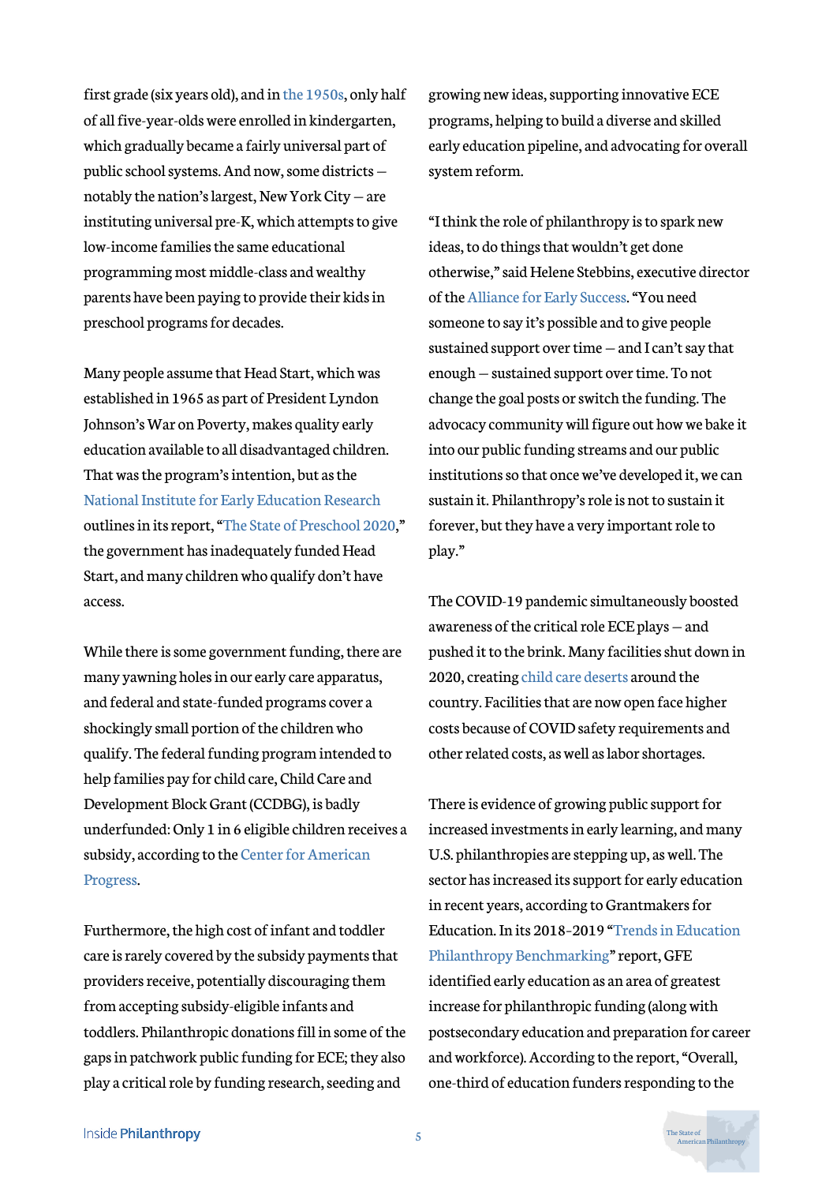first grade (six years old), and in the 1950s, only half of all five-year-olds were enrolled in kindergarten, which gradually became a fairly universal part of public school systems. And now, some districts — notably the nation's largest, New York City — are instituting universal pre-K, which attempts to give low-income families the same educational programming most middle-class and wealthy parents have been paying to provide their kids in preschool programs for decades.

Many people assume that Head Start, which was established in 1965 as part of President Lyndon Johnson's War on Poverty, makes quality early education available to all disadvantaged children. That was the program's intention, but as the National Institute for Early Education Research outlines in its report, "The State of Preschool 2020," the government has inadequately funded Head Start, and many children who qualify don't have access.

While there is some government funding, there are many yawning holes in our early care apparatus, and federal and state-funded programs cover a shockingly small portion of the children who qualify. The federal funding program intended to help families pay for child care, Child Care and Development Block Grant (CCDBG), is badly underfunded: Only 1 in 6 eligible children receives a subsidy, according to the Center for American Progress.

Furthermore, the high cost of infant and toddler care is rarely covered by the subsidy payments that providers receive, potentially discouraging them from accepting subsidy-eligible infants and toddlers. Philanthropic donations fill in some of the gaps in patchwork public funding for ECE; they also play a critical role by funding research, seeding and growing new ideas, supporting innovative ECE programs, helping to build a diverse and skilled early education pipeline, and advocating for overall system reform.

"I think the role of philanthropy is to spark new ideas, to do things that wouldn't get done otherwise," said Helene Stebbins, executive director of the Alliance for Early Success. "You need someone to say it's possible and to give people sustained support over time — and I can't say that enough — sustained support over time. To not change the goal posts or switch the funding. The advocacy community will figure out how we bake it into our public funding streams and our public institutions so that once we've developed it, we can sustain it. Philanthropy's role is not to sustain it forever, but they have a very important role to play."

The COVID-19 pandemic simultaneously boosted awareness of the critical role ECE plays — and pushed it to the brink. Many facilities shut down in 2020, creating child care deserts around the country. Facilities that are now open face higher costs because of COVID safety requirements and other related costs, as well as labor shortages.

There is evidence of growing public support for increased investments in early learning, and many U.S. philanthropies are stepping up, as well. The sector has increased its support for early education in recent years, according to Grantmakers for Education. In its 2018-2019 "Trends in Education Philanthropy Benchmarking" report, GFE identified early education as an area of greatest increase for philanthropic funding (along with postsecondary education and preparation for career and workforce). According to the report, "Overall, one-third of education funders responding to the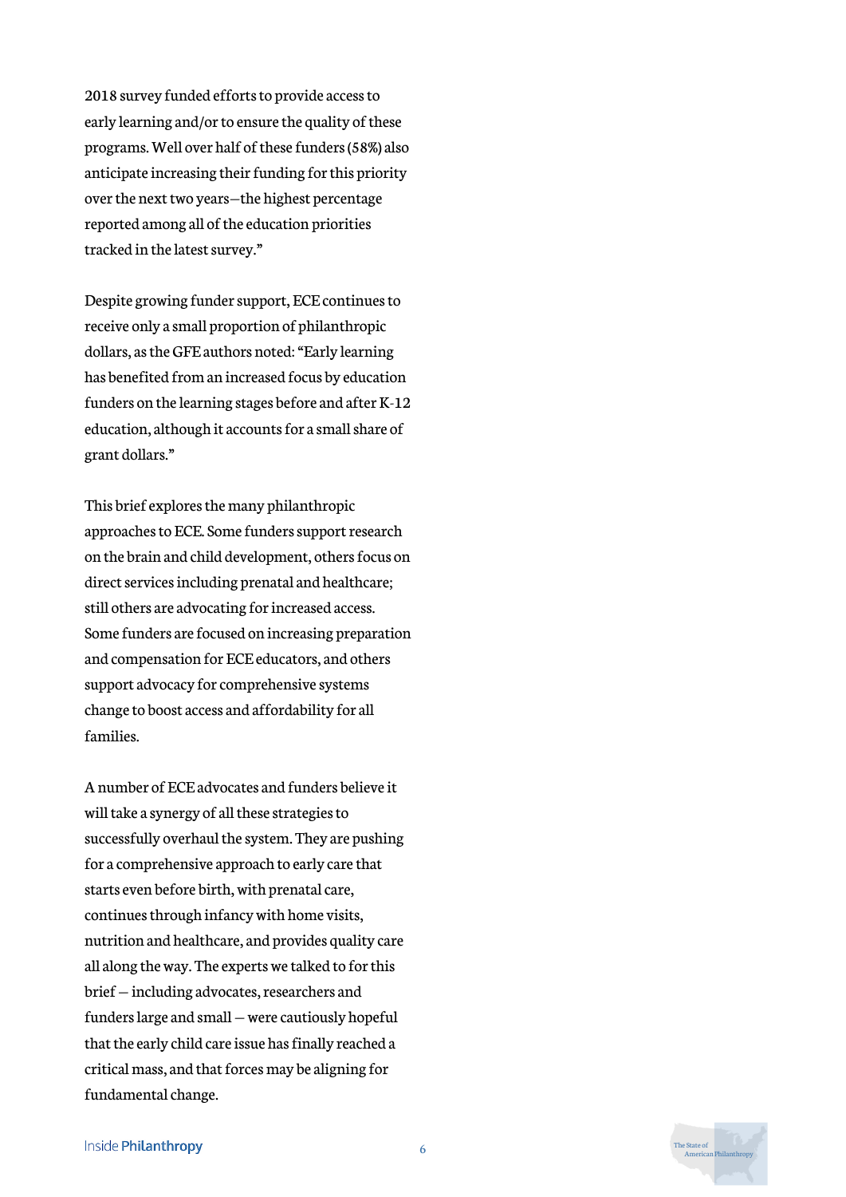2018 survey funded efforts to provide access to early learning and/or to ensure the quality of these programs. Well over half of these funders (58%) also anticipate increasing their funding for this priority over the next two years—the highest percentage reported among all of the education priorities tracked in the latest survey."

Despite growing funder support, ECE continues to receive only a small proportion of philanthropic dollars, as the GFE authors noted: "Early learning has benefited from an increased focus by education funders on the learning stages before and after K-12 education, although it accounts for a small share of grant dollars."

This brief explores the many philanthropic approaches to ECE. Some funders support research on the brain and child development, others focus on direct services including prenatal and healthcare; still others are advocating for increased access. Some funders are focused on increasing preparation and compensation for ECE educators, and others support advocacy for comprehensive systems change to boost access and affordability for all families.

A number of ECE advocates and funders believe it will take a synergy of all these strategies to successfully overhaul the system. They are pushing for a comprehensive approach to early care that starts even before birth, with prenatal care, continues through infancy with home visits, nutrition and healthcare, and provides quality care all along the way. The experts we talked to for this brief — including advocates, researchers and funders large and small — were cautiously hopeful that the early child care issue has finally reached a critical mass, and that forces may be aligning for fundamental change.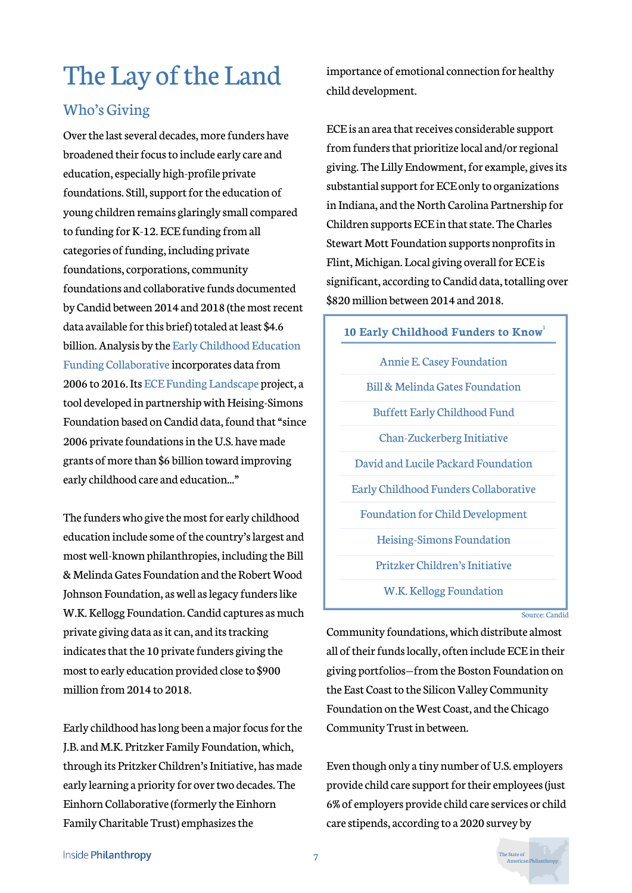# The Lay of the Land

## Who's Giving

Over the last several decades, more funders have broadened their focus to include early care and education, especially high-profile private foundations. Still, support for the education of young children remains glaringly small compared to funding for K-12. ECE funding from all categories of funding, including private foundations, corporations, community foundations and collaborative funds documented by Candid between 2014 and 2018 (the most recent data available for this brief) totaled at least $4.6 billion. Analysis by the Early Childhood Education Funding Collaborative incorporates data from 2006 to 2016. Its ECE Funding Landscape project, a tool developed in partnership with Heising-Simons Foundation based on Candid data, found that "since 2006 private foundations in the U.S. have made grants of more than $6 billion toward improving early childhood care and education..."

The funders who give the most for early childhood education include some of the country's largest and most well-known philanthropies, including the Bill & Melinda Gates Foundation and the Robert Wood Johnson Foundation, as well as legacy funders like W.K. Kellogg Foundation. Candid captures as much private giving data as it can, and its tracking indicates that the 10 private funders giving the most to early education provided close to $900 million from 2014 to 2018.

Early childhood has long been a major focus for the J.B. and M.K. Pritzker Family Foundation, which, through its Pritzker Children's Initiative, has made early learning a priority for over two decades. The Einhorn Collaborative (formerly the Einhorn Family Charitable Trust) emphasizes the importance of emotional connection for healthy child development.

ECE is an area that receives considerable support from funders that prioritize local and/or regional giving. The Lilly Endowment, for example, gives its substantial support for ECE only to organizations in Indiana, and the North Carolina Partnership for Children supports ECE in that state. The Charles Stewart Mott Foundation supports nonprofits in Flint, Michigan. Local giving overall for ECE is significant, according to Candid data, totalling over $820 million between 2014 and 2018.

| 10 Early Childhood Funders to Know[1] |
|---|
| Annie E. Casey Foundation |
| Bill & Melinda Gates Foundation |
| Buffett Early Childhood Fund |
| Chan-Zuckerberg Initiative |
| David and Lucile Packard Foundation |
| Early Childhood Funders Collaborative |
| Foundation for Child Development |
| Heising-Simons Foundation |
| Pritzker Children's Initiative |
| W.K. Kellogg Foundation |

Source: Candid

Community foundations, which distribute almost all of their funds locally, often include ECE in their giving portfolios—from the Boston Foundation on the East Coast to the Silicon Valley Community Foundation on the West Coast, and the Chicago Community Trust in between.

Even though only a tiny number of U.S. employers provide child care support for their employees (just 6% of employers provide child care services or child care stipends, according to a 2020 survey by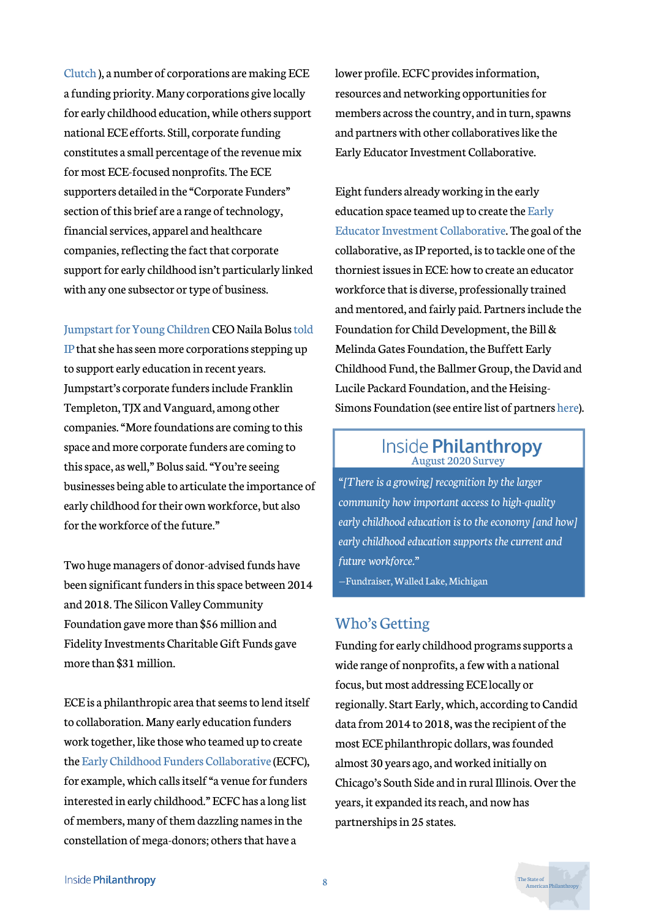Clutch ), a number of corporations are making ECE a funding priority. Many corporations give locally for early childhood education, while others support national ECE efforts. Still, corporate funding constitutes a small percentage of the revenue mix for most ECE-focused nonprofits. The ECE supporters detailed in the "Corporate Funders" section of this brief are a range of technology, financial services, apparel and healthcare companies, reflecting the fact that corporate support for early childhood isn't particularly linked with any one subsector or type of business.

Jumpstart for Young Children CEO Naila Bolus told IP that she has seen more corporations stepping up to support early education in recent years. Jumpstart's corporate funders include Franklin Templeton, TJX and Vanguard, among other companies. "More foundations are coming to this space and more corporate funders are coming to this space, as well," Bolus said. "You're seeing businesses being able to articulate the importance of early childhood for their own workforce, but also for the workforce of the future."

Two huge managers of donor-advised funds have been significant funders in this space between 2014 and 2018. The Silicon Valley Community Foundation gave more than $56 million and Fidelity Investments Charitable Gift Funds gave more than $31 million.

ECE is a philanthropic area that seems to lend itself to collaboration. Many early education funders work together, like those who teamed up to create the Early Childhood Funders Collaborative (ECFC), for example, which calls itself "a venue for funders interested in early childhood." ECFC has a long list of members, many of them dazzling names in the constellation of mega-donors; others that have a lower profile. ECFC provides information, resources and networking opportunities for members across the country, and in turn, spawns and partners with other collaboratives like the Early Educator Investment Collaborative.

Eight funders already working in the early education space teamed up to create the Early Educator Investment Collaborative. The goal of the collaborative, as IP reported, is to tackle one of the thorniest issues in ECE: how to create an educator workforce that is diverse, professionally trained and mentored, and fairly paid. Partners include the Foundation for Child Development, the Bill & Melinda Gates Foundation, the Buffett Early Childhood Fund, the Ballmer Group, the David and Lucile Packard Foundation, and the Heising-Simons Foundation (see entire list of partners here).

> **Inside Philanthropy**
> August 2020 Survey
>
> *"[There is a growing] recognition by the larger community how important access to high-quality early childhood education is to the economy [and how] early childhood education supports the current and future workforce."*
>
> —Fundraiser, Walled Lake, Michigan

## Who's Getting

Funding for early childhood programs supports a wide range of nonprofits, a few with a national focus, but most addressing ECE locally or regionally. Start Early, which, according to Candid data from 2014 to 2018, was the recipient of the most ECE philanthropic dollars, was founded almost 30 years ago, and worked initially on Chicago's South Side and in rural Illinois. Over the years, it expanded its reach, and now has partnerships in 25 states.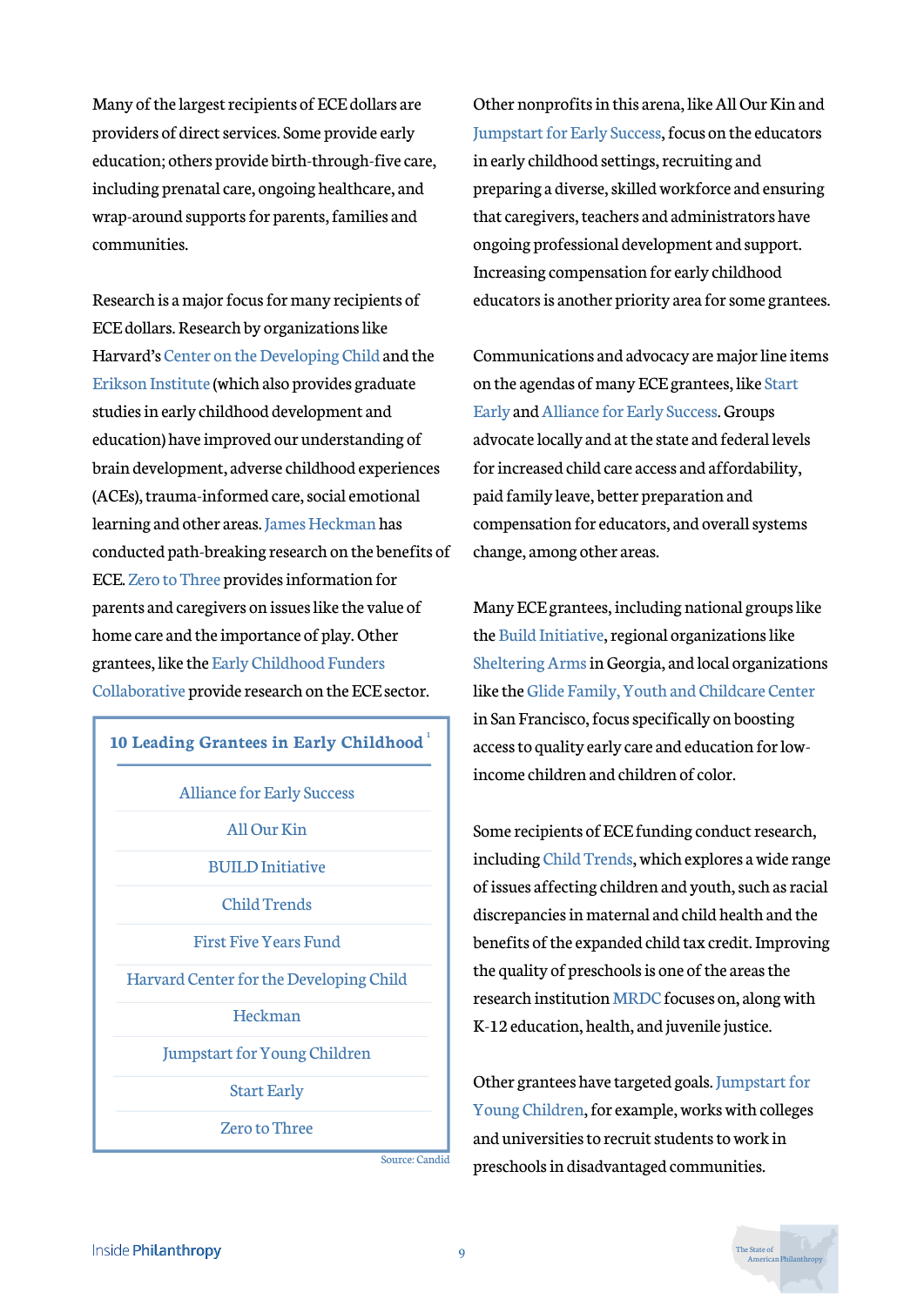Many of the largest recipients of ECE dollars are providers of direct services. Some provide early education; others provide birth-through-five care, including prenatal care, ongoing healthcare, and wrap-around supports for parents, families and communities.

Research is a major focus for many recipients of ECE dollars. Research by organizations like Harvard's Center on the Developing Child and the Erikson Institute (which also provides graduate studies in early childhood development and education) have improved our understanding of brain development, adverse childhood experiences (ACEs), trauma-informed care, social emotional learning and other areas. James Heckman has conducted path-breaking research on the benefits of ECE. Zero to Three provides information for parents and caregivers on issues like the value of home care and the importance of play. Other grantees, like the Early Childhood Funders Collaborative provide research on the ECE sector.

| 10 Leading Grantees in Early Childhood [1] |
|---|
| Alliance for Early Success |
| All Our Kin |
| BUILD Initiative |
| Child Trends |
| First Five Years Fund |
| Harvard Center for the Developing Child |
| Heckman |
| Jumpstart for Young Children |
| Start Early |
| Zero to Three |

Source: Candid

Other nonprofits in this arena, like All Our Kin and Jumpstart for Early Success, focus on the educators in early childhood settings, recruiting and preparing a diverse, skilled workforce and ensuring that caregivers, teachers and administrators have ongoing professional development and support. Increasing compensation for early childhood educators is another priority area for some grantees.

Communications and advocacy are major line items on the agendas of many ECE grantees, like Start Early and Alliance for Early Success. Groups advocate locally and at the state and federal levels for increased child care access and affordability, paid family leave, better preparation and compensation for educators, and overall systems change, among other areas.

Many ECE grantees, including national groups like the Build Initiative, regional organizations like Sheltering Arms in Georgia, and local organizations like the Glide Family, Youth and Childcare Center in San Francisco, focus specifically on boosting access to quality early care and education for low-income children and children of color.

Some recipients of ECE funding conduct research, including Child Trends, which explores a wide range of issues affecting children and youth, such as racial discrepancies in maternal and child health and the benefits of the expanded child tax credit. Improving the quality of preschools is one of the areas the research institution MRDC focuses on, along with K-12 education, health, and juvenile justice.

Other grantees have targeted goals. Jumpstart for Young Children, for example, works with colleges and universities to recruit students to work in preschools in disadvantaged communities.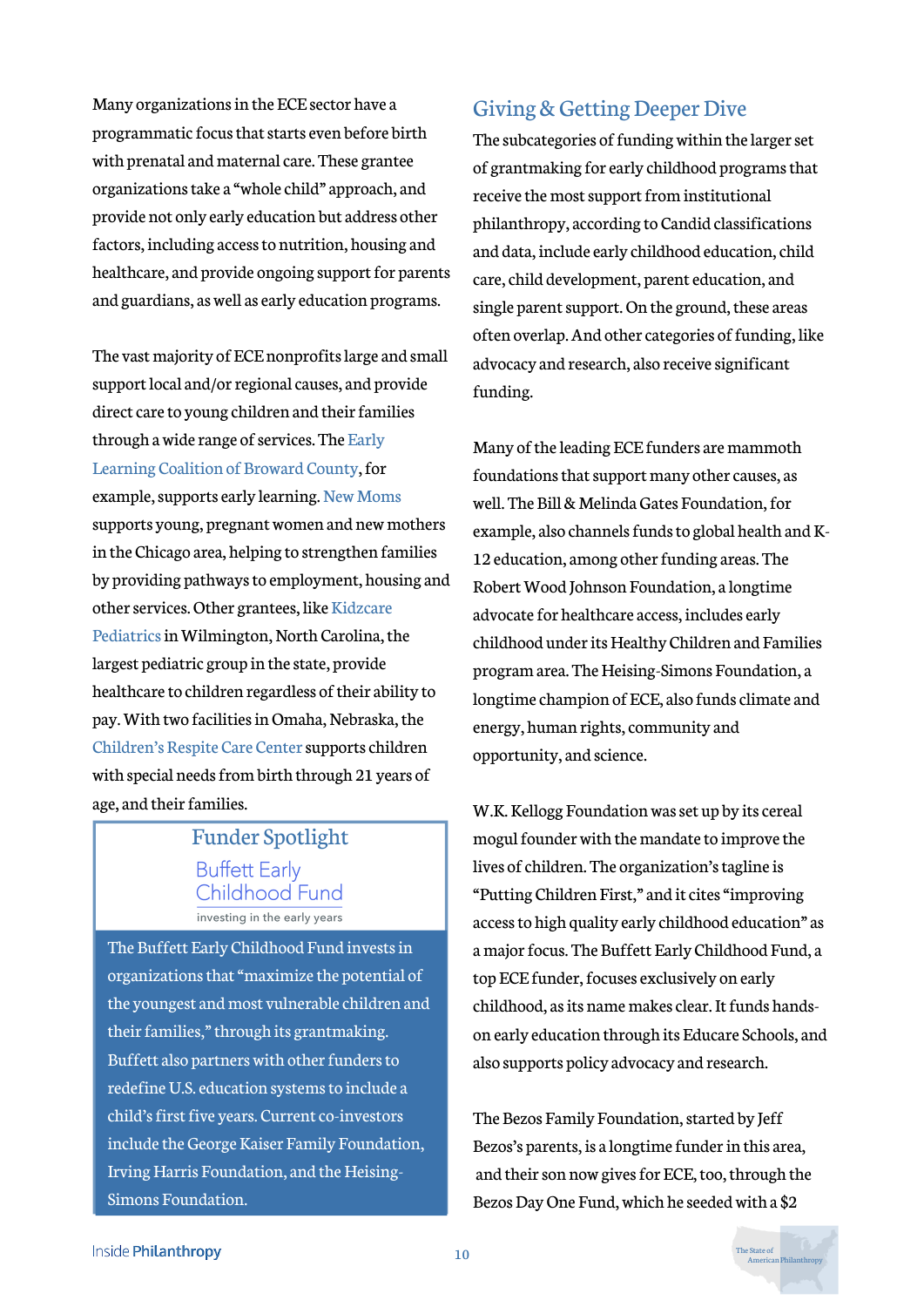Many organizations in the ECE sector have a programmatic focus that starts even before birth with prenatal and maternal care. These grantee organizations take a "whole child" approach, and provide not only early education but address other factors, including access to nutrition, housing and healthcare, and provide ongoing support for parents and guardians, as well as early education programs.

The vast majority of ECE nonprofits large and small support local and/or regional causes, and provide direct care to young children and their families through a wide range of services. The Early Learning Coalition of Broward County, for example, supports early learning. New Moms supports young, pregnant women and new mothers in the Chicago area, helping to strengthen families by providing pathways to employment, housing and other services. Other grantees, like Kidzcare Pediatrics in Wilmington, North Carolina, the largest pediatric group in the state, provide healthcare to children regardless of their ability to pay. With two facilities in Omaha, Nebraska, the Children's Respite Care Center supports children with special needs from birth through 21 years of age, and their families.

### Funder Spotlight

Buffett Early Childhood Fund

investing in the early years

The Buffett Early Childhood Fund invests in organizations that "maximize the potential of the youngest and most vulnerable children and their families," through its grantmaking. Buffett also partners with other funders to redefine U.S. education systems to include a child's first five years. Current co-investors include the George Kaiser Family Foundation, Irving Harris Foundation, and the Heising-Simons Foundation.

## Giving & Getting Deeper Dive

The subcategories of funding within the larger set of grantmaking for early childhood programs that receive the most support from institutional philanthropy, according to Candid classifications and data, include early childhood education, child care, child development, parent education, and single parent support. On the ground, these areas often overlap. And other categories of funding, like advocacy and research, also receive significant funding.

Many of the leading ECE funders are mammoth foundations that support many other causes, as well. The Bill & Melinda Gates Foundation, for example, also channels funds to global health and K-12 education, among other funding areas. The Robert Wood Johnson Foundation, a longtime advocate for healthcare access, includes early childhood under its Healthy Children and Families program area. The Heising-Simons Foundation, a longtime champion of ECE, also funds climate and energy, human rights, community and opportunity, and science.

W.K. Kellogg Foundation was set up by its cereal mogul founder with the mandate to improve the lives of children. The organization's tagline is "Putting Children First," and it cites "improving access to high quality early childhood education" as a major focus. The Buffett Early Childhood Fund, a top ECE funder, focuses exclusively on early childhood, as its name makes clear. It funds hands-on early education through its Educare Schools, and also supports policy advocacy and research.

The Bezos Family Foundation, started by Jeff Bezos's parents, is a longtime funder in this area, and their son now gives for ECE, too, through the Bezos Day One Fund, which he seeded with a $2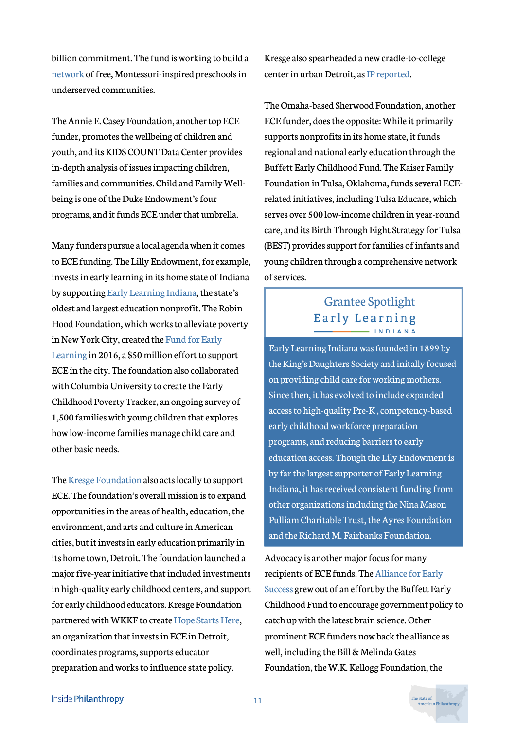billion commitment. The fund is working to build a network of free, Montessori-inspired preschools in underserved communities.

The Annie E. Casey Foundation, another top ECE funder, promotes the wellbeing of children and youth, and its KIDS COUNT Data Center provides in-depth analysis of issues impacting children, families and communities. Child and Family Well-being is one of the Duke Endowment's four programs, and it funds ECE under that umbrella.

Many funders pursue a local agenda when it comes to ECE funding. The Lilly Endowment, for example, invests in early learning in its home state of Indiana by supporting Early Learning Indiana, the state's oldest and largest education nonprofit. The Robin Hood Foundation, which works to alleviate poverty in New York City, created the Fund for Early Learning in 2016, a $50 million effort to support ECE in the city. The foundation also collaborated with Columbia University to create the Early Childhood Poverty Tracker, an ongoing survey of 1,500 families with young children that explores how low-income families manage child care and other basic needs.

The Kresge Foundation also acts locally to support ECE. The foundation's overall mission is to expand opportunities in the areas of health, education, the environment, and arts and culture in American cities, but it invests in early education primarily in its home town, Detroit. The foundation launched a major five-year initiative that included investments in high-quality early childhood centers, and support for early childhood educators. Kresge Foundation partnered with WKKF to create Hope Starts Here, an organization that invests in ECE in Detroit, coordinates programs, supports educator preparation and works to influence state policy. Kresge also spearheaded a new cradle-to-college center in urban Detroit, as IP reported.

The Omaha-based Sherwood Foundation, another ECE funder, does the opposite: While it primarily supports nonprofits in its home state, it funds regional and national early education through the Buffett Early Childhood Fund. The Kaiser Family Foundation in Tulsa, Oklahoma, funds several ECE-related initiatives, including Tulsa Educare, which serves over 500 low-income children in year-round care, and its Birth Through Eight Strategy for Tulsa (BEST) provides support for families of infants and young children through a comprehensive network of services.

> **Grantee Spotlight**
>
> **Early Learning INDIANA**
>
> Early Learning Indiana was founded in 1899 by the King's Daughters Society and initally focused on providing child care for working mothers. Since then, it has evolved to include expanded access to high-quality Pre-K , competency-based early childhood workforce preparation programs, and reducing barriers to early education access. Though the Lily Endowment is by far the largest supporter of Early Learning Indiana, it has received consistent funding from other organizations including the Nina Mason Pulliam Charitable Trust, the Ayres Foundation and the Richard M. Fairbanks Foundation.

Advocacy is another major focus for many recipients of ECE funds. The Alliance for Early Success grew out of an effort by the Buffett Early Childhood Fund to encourage government policy to catch up with the latest brain science. Other prominent ECE funders now back the alliance as well, including the Bill & Melinda Gates Foundation, the W.K. Kellogg Foundation, the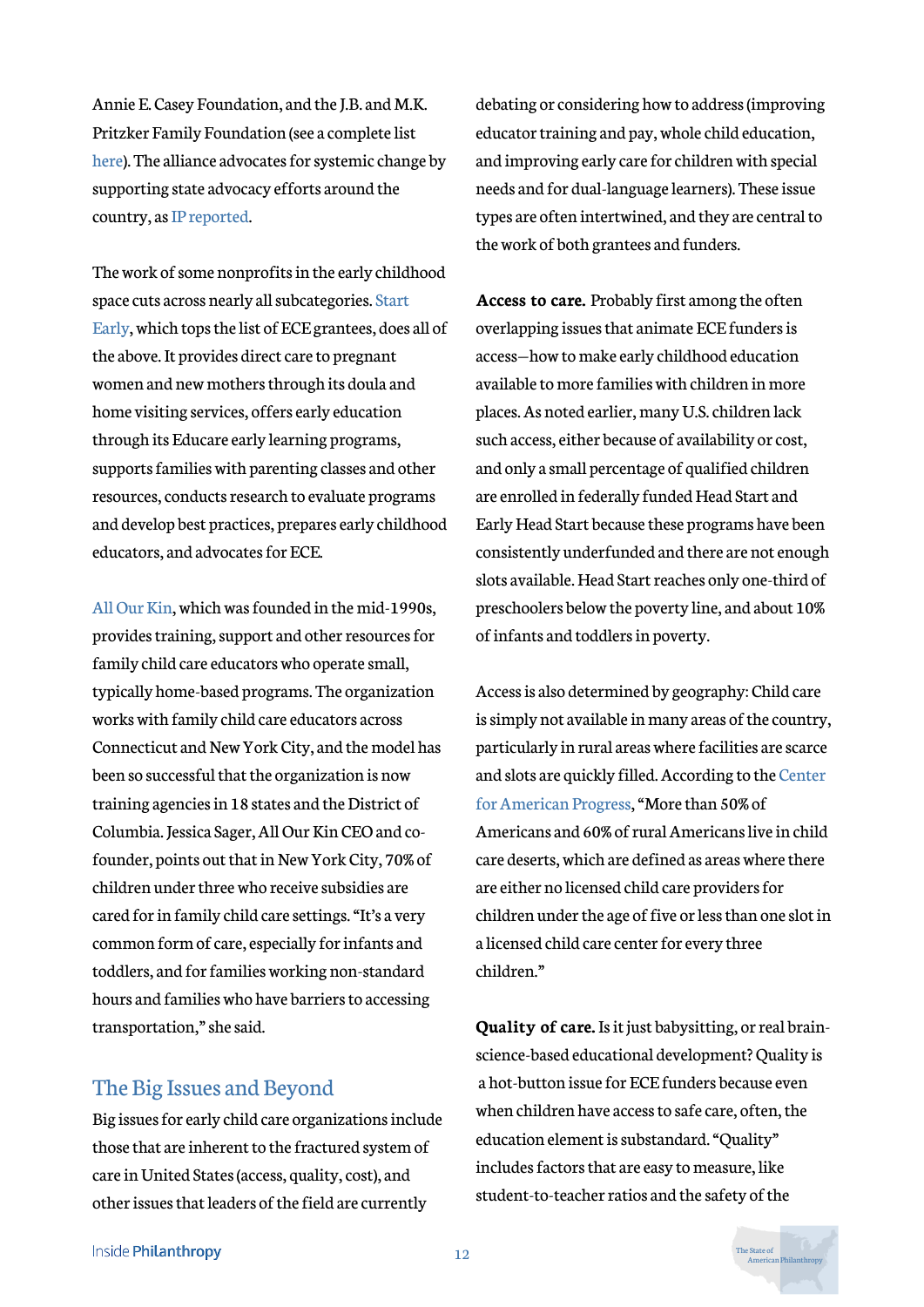Annie E. Casey Foundation, and the J.B. and M.K. Pritzker Family Foundation (see a complete list here). The alliance advocates for systemic change by supporting state advocacy efforts around the country, as IP reported.

The work of some nonprofits in the early childhood space cuts across nearly all subcategories. Start Early, which tops the list of ECE grantees, does all of the above. It provides direct care to pregnant women and new mothers through its doula and home visiting services, offers early education through its Educare early learning programs, supports families with parenting classes and other resources, conducts research to evaluate programs and develop best practices, prepares early childhood educators, and advocates for ECE.

All Our Kin, which was founded in the mid-1990s, provides training, support and other resources for family child care educators who operate small, typically home-based programs. The organization works with family child care educators across Connecticut and New York City, and the model has been so successful that the organization is now training agencies in 18 states and the District of Columbia. Jessica Sager, All Our Kin CEO and co-founder, points out that in New York City, 70% of children under three who receive subsidies are cared for in family child care settings. "It's a very common form of care, especially for infants and toddlers, and for families working non-standard hours and families who have barriers to accessing transportation," she said.

## The Big Issues and Beyond

Big issues for early child care organizations include those that are inherent to the fractured system of care in United States (access, quality, cost), and other issues that leaders of the field are currently debating or considering how to address (improving educator training and pay, whole child education, and improving early care for children with special needs and for dual-language learners). These issue types are often intertwined, and they are central to the work of both grantees and funders.

**Access to care.** Probably first among the often overlapping issues that animate ECE funders is access—how to make early childhood education available to more families with children in more places. As noted earlier, many U.S. children lack such access, either because of availability or cost, and only a small percentage of qualified children are enrolled in federally funded Head Start and Early Head Start because these programs have been consistently underfunded and there are not enough slots available. Head Start reaches only one-third of preschoolers below the poverty line, and about 10% of infants and toddlers in poverty.

Access is also determined by geography: Child care is simply not available in many areas of the country, particularly in rural areas where facilities are scarce and slots are quickly filled. According to the Center for American Progress, "More than 50% of Americans and 60% of rural Americans live in child care deserts, which are defined as areas where there are either no licensed child care providers for children under the age of five or less than one slot in a licensed child care center for every three children."

**Quality of care.** Is it just babysitting, or real brain-science-based educational development? Quality is a hot-button issue for ECE funders because even when children have access to safe care, often, the education element is substandard. "Quality" includes factors that are easy to measure, like student-to-teacher ratios and the safety of the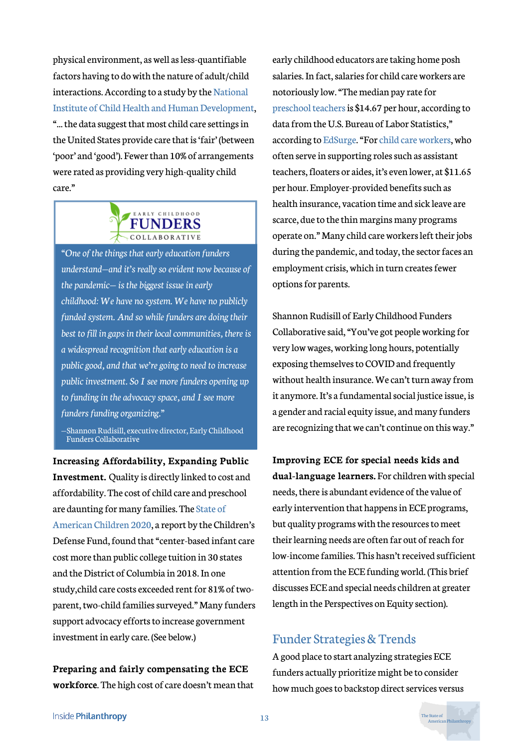physical environment, as well as less-quantifiable factors having to do with the nature of adult/child interactions. According to a study by the National Institute of Child Health and Human Development, "... the data suggest that most child care settings in the United States provide care that is 'fair' (between 'poor' and 'good'). Fewer than 10% of arrangements were rated as providing very high-quality child care."

> EARLY CHILDHOOD FUNDERS COLLABORATIVE
>
> *"One of the things that early education funders understand—and it's really so evident now because of the pandemic— is the biggest issue in early childhood: We have no system. We have no publicly funded system. And so while funders are doing their best to fill in gaps in their local communities, there is a widespread recognition that early education is a public good, and that we're going to need to increase public investment. So I see more funders opening up to funding in the advocacy space, and I see more funders funding organizing."*
>
> —Shannon Rudisill, executive director, Early Childhood Funders Collaborative

**Increasing Affordability, Expanding Public Investment.** Quality is directly linked to cost and affordability. The cost of child care and preschool are daunting for many families. The State of American Children 2020, a report by the Children's Defense Fund, found that "center-based infant care cost more than public college tuition in 30 states and the District of Columbia in 2018. In one study,child care costs exceeded rent for 81% of two-parent, two-child families surveyed." Many funders support advocacy efforts to increase government investment in early care. (See below.)

**Preparing and fairly compensating the ECE workforce**. The high cost of care doesn't mean that early childhood educators are taking home posh salaries. In fact, salaries for child care workers are notoriously low. "The median pay rate for preschool teachers is $14.67 per hour, according to data from the U.S. Bureau of Labor Statistics," according to EdSurge. "For child care workers, who often serve in supporting roles such as assistant teachers, floaters or aides, it's even lower, at $11.65 per hour. Employer-provided benefits such as health insurance, vacation time and sick leave are scarce, due to the thin margins many programs operate on." Many child care workers left their jobs during the pandemic, and today, the sector faces an employment crisis, which in turn creates fewer options for parents.

Shannon Rudisill of Early Childhood Funders Collaborative said, "You've got people working for very low wages, working long hours, potentially exposing themselves to COVID and frequently without health insurance. We can't turn away from it anymore. It's a fundamental social justice issue, is a gender and racial equity issue, and many funders are recognizing that we can't continue on this way."

**Improving ECE for special needs kids and dual-language learners.** For children with special needs, there is abundant evidence of the value of early intervention that happens in ECE programs, but quality programs with the resources to meet their learning needs are often far out of reach for low-income families. This hasn't received sufficient attention from the ECE funding world. (This brief discusses ECE and special needs children at greater length in the Perspectives on Equity section).

## Funder Strategies & Trends

A good place to start analyzing strategies ECE funders actually prioritize might be to consider how much goes to backstop direct services versus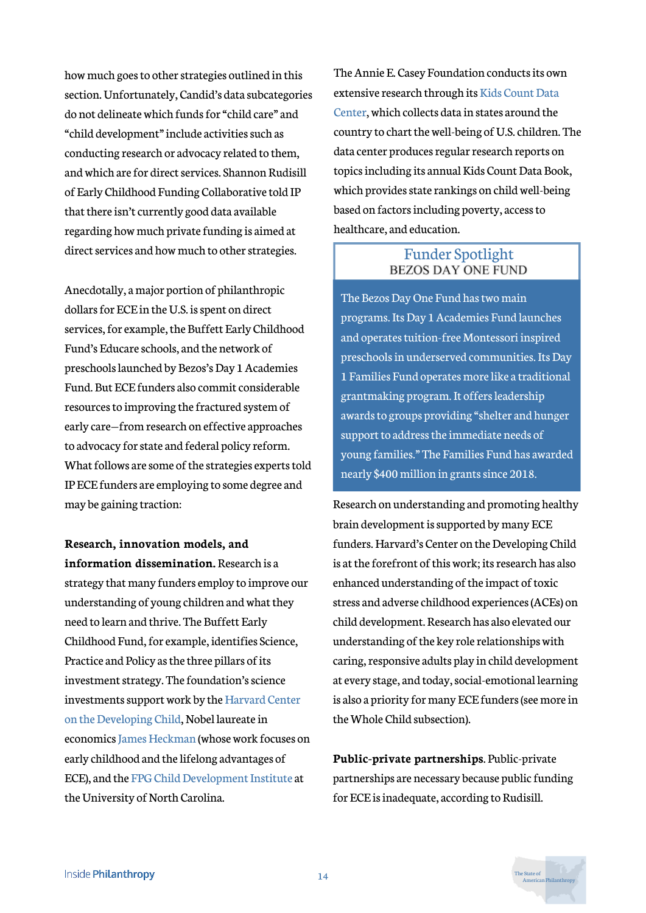how much goes to other strategies outlined in this section. Unfortunately, Candid's data subcategories do not delineate which funds for "child care" and "child development" include activities such as conducting research or advocacy related to them, and which are for direct services. Shannon Rudisill of Early Childhood Funding Collaborative told IP that there isn't currently good data available regarding how much private funding is aimed at direct services and how much to other strategies.

Anecdotally, a major portion of philanthropic dollars for ECE in the U.S. is spent on direct services, for example, the Buffett Early Childhood Fund's Educare schools, and the network of preschools launched by Bezos's Day 1 Academies Fund. But ECE funders also commit considerable resources to improving the fractured system of early care—from research on effective approaches to advocacy for state and federal policy reform. What follows are some of the strategies experts told IP ECE funders are employing to some degree and may be gaining traction:

**Research, innovation models, and information dissemination.** Research is a strategy that many funders employ to improve our understanding of young children and what they need to learn and thrive. The Buffett Early Childhood Fund, for example, identifies Science, Practice and Policy as the three pillars of its investment strategy. The foundation's science investments support work by the Harvard Center on the Developing Child, Nobel laureate in economics James Heckman (whose work focuses on early childhood and the lifelong advantages of ECE), and the FPG Child Development Institute at the University of North Carolina.

The Annie E. Casey Foundation conducts its own extensive research through its Kids Count Data Center, which collects data in states around the country to chart the well-being of U.S. children. The data center produces regular research reports on topics including its annual Kids Count Data Book, which provides state rankings on child well-being based on factors including poverty, access to healthcare, and education.

> **Funder Spotlight**
> **BEZOS DAY ONE FUND**
>
> The Bezos Day One Fund has two main programs. Its Day 1 Academies Fund launches and operates tuition-free Montessori inspired preschools in underserved communities. Its Day 1 Families Fund operates more like a traditional grantmaking program. It offers leadership awards to groups providing "shelter and hunger support to address the immediate needs of young families." The Families Fund has awarded nearly $400 million in grants since 2018.

Research on understanding and promoting healthy brain development is supported by many ECE funders. Harvard's Center on the Developing Child is at the forefront of this work; its research has also enhanced understanding of the impact of toxic stress and adverse childhood experiences (ACEs) on child development. Research has also elevated our understanding of the key role relationships with caring, responsive adults play in child development at every stage, and today, social-emotional learning is also a priority for many ECE funders (see more in the Whole Child subsection).

**Public-private partnerships**. Public-private partnerships are necessary because public funding for ECE is inadequate, according to Rudisill.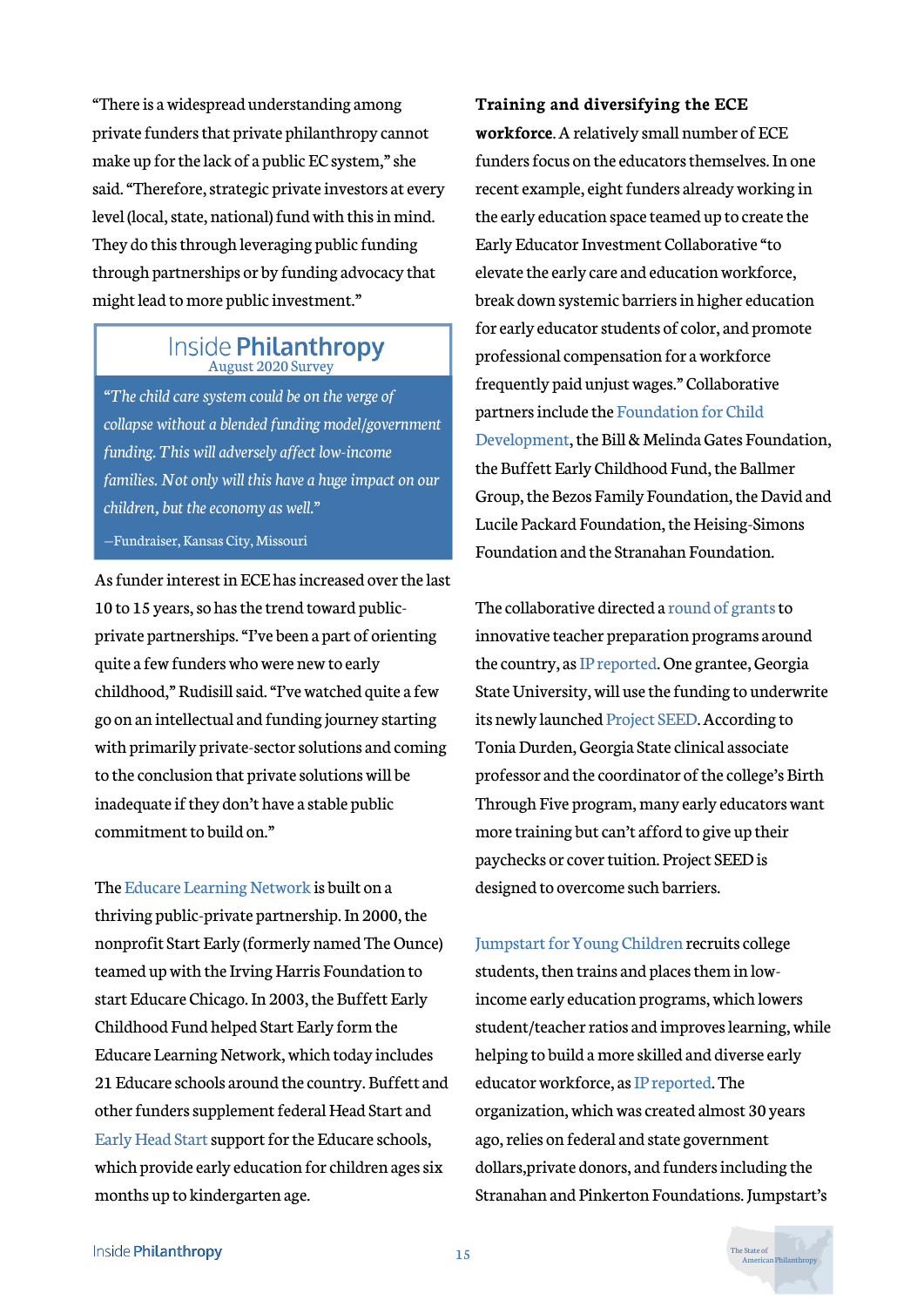"There is a widespread understanding among private funders that private philanthropy cannot make up for the lack of a public EC system," she said. "Therefore, strategic private investors at every level (local, state, national) fund with this in mind. They do this through leveraging public funding through partnerships or by funding advocacy that might lead to more public investment."

> **Inside Philanthropy**
> August 2020 Survey
>
> *"The child care system could be on the verge of collapse without a blended funding model/government funding. This will adversely affect low-income families. Not only will this have a huge impact on our children, but the economy as well."*
>
> —Fundraiser, Kansas City, Missouri

As funder interest in ECE has increased over the last 10 to 15 years, so has the trend toward public-private partnerships. "I've been a part of orienting quite a few funders who were new to early childhood," Rudisill said. "I've watched quite a few go on an intellectual and funding journey starting with primarily private-sector solutions and coming to the conclusion that private solutions will be inadequate if they don't have a stable public commitment to build on."

The Educare Learning Network is built on a thriving public-private partnership. In 2000, the nonprofit Start Early (formerly named The Ounce) teamed up with the Irving Harris Foundation to start Educare Chicago. In 2003, the Buffett Early Childhood Fund helped Start Early form the Educare Learning Network, which today includes 21 Educare schools around the country. Buffett and other funders supplement federal Head Start and Early Head Start support for the Educare schools, which provide early education for children ages six months up to kindergarten age.

**Training and diversifying the ECE workforce**. A relatively small number of ECE funders focus on the educators themselves. In one recent example, eight funders already working in the early education space teamed up to create the Early Educator Investment Collaborative "to elevate the early care and education workforce, break down systemic barriers in higher education for early educator students of color, and promote professional compensation for a workforce frequently paid unjust wages." Collaborative partners include the Foundation for Child Development, the Bill & Melinda Gates Foundation, the Buffett Early Childhood Fund, the Ballmer Group, the Bezos Family Foundation, the David and Lucile Packard Foundation, the Heising-Simons Foundation and the Stranahan Foundation.

The collaborative directed a round of grants to innovative teacher preparation programs around the country, as IP reported. One grantee, Georgia State University, will use the funding to underwrite its newly launched Project SEED. According to Tonia Durden, Georgia State clinical associate professor and the coordinator of the college's Birth Through Five program, many early educators want more training but can't afford to give up their paychecks or cover tuition. Project SEED is designed to overcome such barriers.

Jumpstart for Young Children recruits college students, then trains and places them in low-income early education programs, which lowers student/teacher ratios and improves learning, while helping to build a more skilled and diverse early educator workforce, as IP reported. The organization, which was created almost 30 years ago, relies on federal and state government dollars,private donors, and funders including the Stranahan and Pinkerton Foundations. Jumpstart's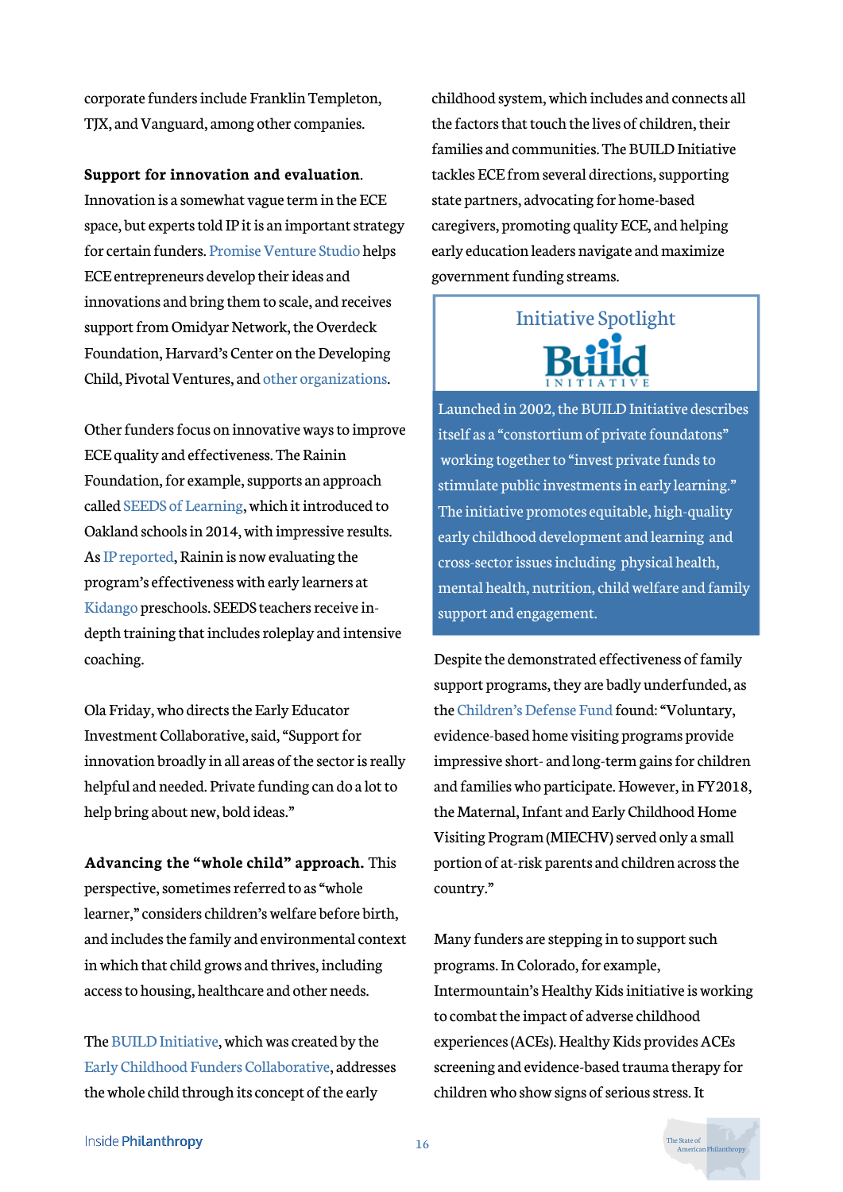corporate funders include Franklin Templeton, TJX, and Vanguard, among other companies.

**Support for innovation and evaluation**. Innovation is a somewhat vague term in the ECE space, but experts told IP it is an important strategy for certain funders. Promise Venture Studio helps ECE entrepreneurs develop their ideas and innovations and bring them to scale, and receives support from Omidyar Network, the Overdeck Foundation, Harvard's Center on the Developing Child, Pivotal Ventures, and other organizations.

Other funders focus on innovative ways to improve ECE quality and effectiveness. The Rainin Foundation, for example, supports an approach called SEEDS of Learning, which it introduced to Oakland schools in 2014, with impressive results. As IP reported, Rainin is now evaluating the program's effectiveness with early learners at Kidango preschools. SEEDS teachers receive in-depth training that includes roleplay and intensive coaching.

Ola Friday, who directs the Early Educator Investment Collaborative, said, "Support for innovation broadly in all areas of the sector is really helpful and needed. Private funding can do a lot to help bring about new, bold ideas."

**Advancing the "whole child" approach.** This perspective, sometimes referred to as "whole learner," considers children's welfare before birth, and includes the family and environmental context in which that child grows and thrives, including access to housing, healthcare and other needs.

The BUILD Initiative, which was created by the Early Childhood Funders Collaborative, addresses the whole child through its concept of the early childhood system, which includes and connects all the factors that touch the lives of children, their families and communities. The BUILD Initiative tackles ECE from several directions, supporting state partners, advocating for home-based caregivers, promoting quality ECE, and helping early education leaders navigate and maximize government funding streams.

> **Initiative Spotlight**
>
> **Build INITIATIVE**
>
> Launched in 2002, the BUILD Initiative describes itself as a "constortium of private foundatons" working together to "invest private funds to stimulate public investments in early learning." The initiative promotes equitable, high-quality early childhood development and learning and cross-sector issues including physical health, mental health, nutrition, child welfare and family support and engagement.

Despite the demonstrated effectiveness of family support programs, they are badly underfunded, as the Children's Defense Fund found: "Voluntary, evidence-based home visiting programs provide impressive short- and long-term gains for children and families who participate. However, in FY2018, the Maternal, Infant and Early Childhood Home Visiting Program (MIECHV) served only a small portion of at-risk parents and children across the country."

Many funders are stepping in to support such programs. In Colorado, for example, Intermountain's Healthy Kids initiative is working to combat the impact of adverse childhood experiences (ACEs). Healthy Kids provides ACEs screening and evidence-based trauma therapy for children who show signs of serious stress. It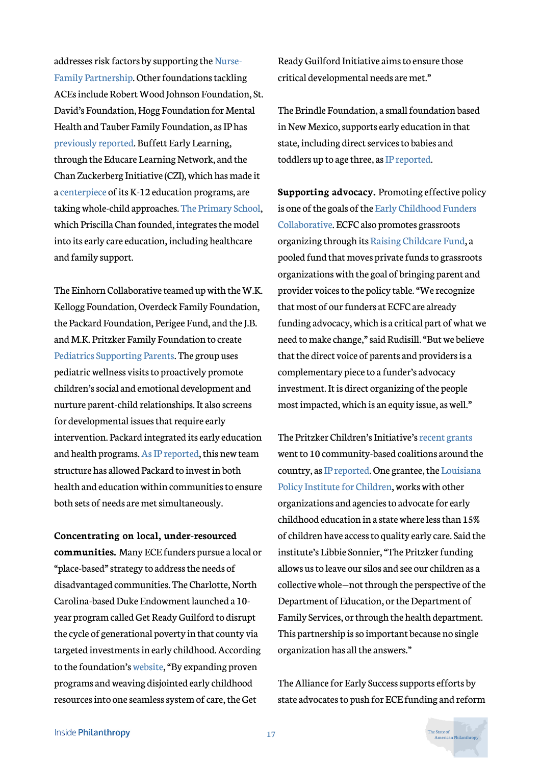addresses risk factors by supporting the Nurse-Family Partnership. Other foundations tackling ACEs include Robert Wood Johnson Foundation, St. David's Foundation, Hogg Foundation for Mental Health and Tauber Family Foundation, as IP has previously reported. Buffett Early Learning, through the Educare Learning Network, and the Chan Zuckerberg Initiative (CZI), which has made it a centerpiece of its K-12 education programs, are taking whole-child approaches. The Primary School, which Priscilla Chan founded, integrates the model into its early care education, including healthcare and family support.

The Einhorn Collaborative teamed up with the W.K. Kellogg Foundation, Overdeck Family Foundation, the Packard Foundation, Perigee Fund, and the J.B. and M.K. Pritzker Family Foundation to create Pediatrics Supporting Parents. The group uses pediatric wellness visits to proactively promote children's social and emotional development and nurture parent-child relationships. It also screens for developmental issues that require early intervention. Packard integrated its early education and health programs. As IP reported, this new team structure has allowed Packard to invest in both health and education within communities to ensure both sets of needs are met simultaneously.

**Concentrating on local, under-resourced communities.** Many ECE funders pursue a local or "place-based" strategy to address the needs of disadvantaged communities. The Charlotte, North Carolina-based Duke Endowment launched a 10-year program called Get Ready Guilford to disrupt the cycle of generational poverty in that county via targeted investments in early childhood. According to the foundation's website, "By expanding proven programs and weaving disjointed early childhood resources into one seamless system of care, the Get Ready Guilford Initiative aims to ensure those critical developmental needs are met."

The Brindle Foundation, a small foundation based in New Mexico, supports early education in that state, including direct services to babies and toddlers up to age three, as IP reported.

**Supporting advocacy.** Promoting effective policy is one of the goals of the Early Childhood Funders Collaborative. ECFC also promotes grassroots organizing through its Raising Childcare Fund, a pooled fund that moves private funds to grassroots organizations with the goal of bringing parent and provider voices to the policy table. "We recognize that most of our funders at ECFC are already funding advocacy, which is a critical part of what we need to make change," said Rudisill. "But we believe that the direct voice of parents and providers is a complementary piece to a funder's advocacy investment. It is direct organizing of the people most impacted, which is an equity issue, as well."

The Pritzker Children's Initiative's recent grants went to 10 community-based coalitions around the country, as IP reported. One grantee, the Louisiana Policy Institute for Children, works with other organizations and agencies to advocate for early childhood education in a state where less than 15% of children have access to quality early care. Said the institute's Libbie Sonnier, "The Pritzker funding allows us to leave our silos and see our children as a collective whole—not through the perspective of the Department of Education, or the Department of Family Services, or through the health department. This partnership is so important because no single organization has all the answers."

The Alliance for Early Success supports efforts by state advocates to push for ECE funding and reform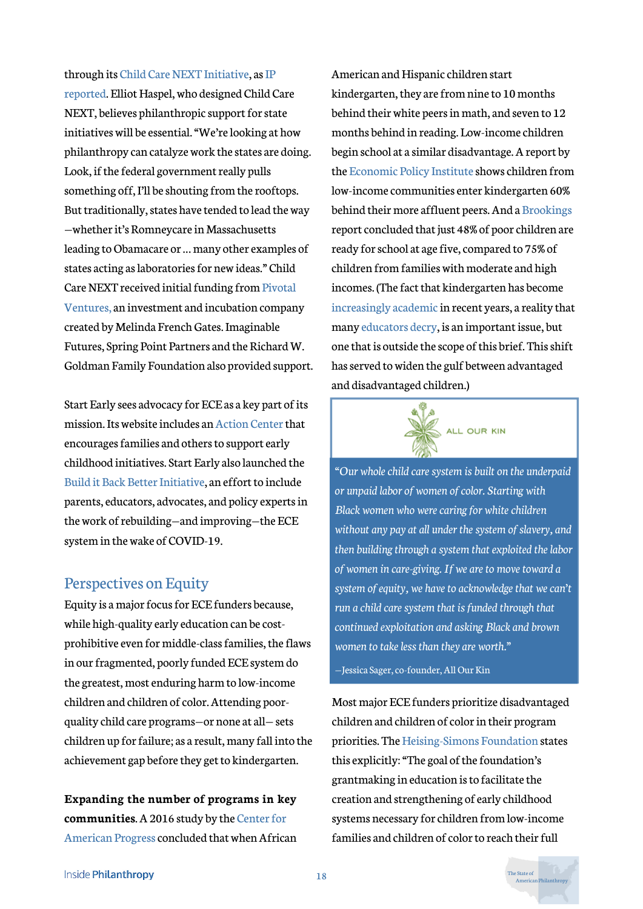through its Child Care NEXT Initiative, as IP reported. Elliot Haspel, who designed Child Care NEXT, believes philanthropic support for state initiatives will be essential. "We're looking at how philanthropy can catalyze work the states are doing. Look, if the federal government really pulls something off, I'll be shouting from the rooftops. But traditionally, states have tended to lead the way—whether it's Romneycare in Massachusetts leading to Obamacare or ... many other examples of states acting as laboratories for new ideas." Child Care NEXT received initial funding from Pivotal Ventures, an investment and incubation company created by Melinda French Gates. Imaginable Futures, Spring Point Partners and the Richard W. Goldman Family Foundation also provided support.

Start Early sees advocacy for ECE as a key part of its mission. Its website includes an Action Center that encourages families and others to support early childhood initiatives. Start Early also launched the Build it Back Better Initiative, an effort to include parents, educators, advocates, and policy experts in the work of rebuilding—and improving—the ECE system in the wake of COVID-19.

## Perspectives on Equity

Equity is a major focus for ECE funders because, while high-quality early education can be cost-prohibitive even for middle-class families, the flaws in our fragmented, poorly funded ECE system do the greatest, most enduring harm to low-income children and children of color. Attending poor-quality child care programs—or none at all— sets children up for failure; as a result, many fall into the achievement gap before they get to kindergarten.

**Expanding the number of programs in key communities**. A 2016 study by the Center for American Progress concluded that when African American and Hispanic children start kindergarten, they are from nine to 10 months behind their white peers in math, and seven to 12 months behind in reading. Low-income children begin school at a similar disadvantage. A report by the Economic Policy Institute shows children from low-income communities enter kindergarten 60% behind their more affluent peers. And a Brookings report concluded that just 48% of poor children are ready for school at age five, compared to 75% of children from families with moderate and high incomes. (The fact that kindergarten has become increasingly academic in recent years, a reality that many educators decry, is an important issue, but one that is outside the scope of this brief. This shift has served to widen the gulf between advantaged and disadvantaged children.)

ALL OUR KIN

*"Our whole child care system is built on the underpaid or unpaid labor of women of color. Starting with Black women who were caring for white children without any pay at all under the system of slavery, and then building through a system that exploited the labor of women in care-giving. If we are to move toward a system of equity, we have to acknowledge that we can't run a child care system that is funded through that continued exploitation and asking Black and brown women to take less than they are worth."*

—Jessica Sager, co-founder, All Our Kin

Most major ECE funders prioritize disadvantaged children and children of color in their program priorities. The Heising-Simons Foundation states this explicitly: "The goal of the foundation's grantmaking in education is to facilitate the creation and strengthening of early childhood systems necessary for children from low-income families and children of color to reach their full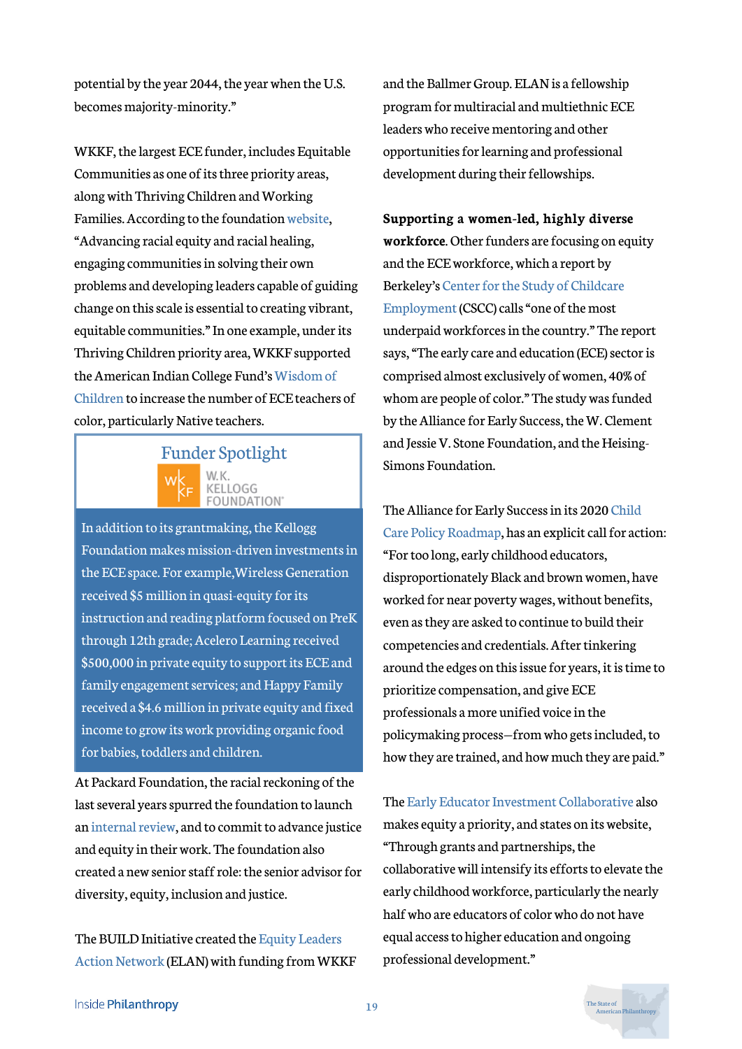potential by the year 2044, the year when the U.S. becomes majority-minority."

WKKF, the largest ECE funder, includes Equitable Communities as one of its three priority areas, along with Thriving Children and Working Families. According to the foundation website, "Advancing racial equity and racial healing, engaging communities in solving their own problems and developing leaders capable of guiding change on this scale is essential to creating vibrant, equitable communities." In one example, under its Thriving Children priority area, WKKF supported the American Indian College Fund's Wisdom of Children to increase the number of ECE teachers of color, particularly Native teachers.

> **Funder Spotlight**
>
> W.K. KELLOGG FOUNDATION
>
> In addition to its grantmaking, the Kellogg Foundation makes mission-driven investments in the ECE space. For example,Wireless Generation received $5 million in quasi-equity for its instruction and reading platform focused on PreK through 12th grade; Acelero Learning received $500,000 in private equity to support its ECE and family engagement services; and Happy Family received a $4.6 million in private equity and fixed income to grow its work providing organic food for babies, toddlers and children.

At Packard Foundation, the racial reckoning of the last several years spurred the foundation to launch an internal review, and to commit to advance justice and equity in their work. The foundation also created a new senior staff role: the senior advisor for diversity, equity, inclusion and justice.

The BUILD Initiative created the Equity Leaders Action Network (ELAN) with funding from WKKF and the Ballmer Group. ELAN is a fellowship program for multiracial and multiethnic ECE leaders who receive mentoring and other opportunities for learning and professional development during their fellowships.

**Supporting a women-led, highly diverse workforce**. Other funders are focusing on equity and the ECE workforce, which a report by Berkeley's Center for the Study of Childcare Employment (CSCC) calls "one of the most underpaid workforces in the country." The report says, "The early care and education (ECE) sector is comprised almost exclusively of women, 40% of whom are people of color." The study was funded by the Alliance for Early Success, the W. Clement and Jessie V. Stone Foundation, and the Heising-Simons Foundation.

The Alliance for Early Success in its 2020 Child Care Policy Roadmap, has an explicit call for action: "For too long, early childhood educators, disproportionately Black and brown women, have worked for near poverty wages, without benefits, even as they are asked to continue to build their competencies and credentials. After tinkering around the edges on this issue for years, it is time to prioritize compensation, and give ECE professionals a more unified voice in the policymaking process—from who gets included, to how they are trained, and how much they are paid."

The Early Educator Investment Collaborative also makes equity a priority, and states on its website, "Through grants and partnerships, the collaborative will intensify its efforts to elevate the early childhood workforce, particularly the nearly half who are educators of color who do not have equal access to higher education and ongoing professional development."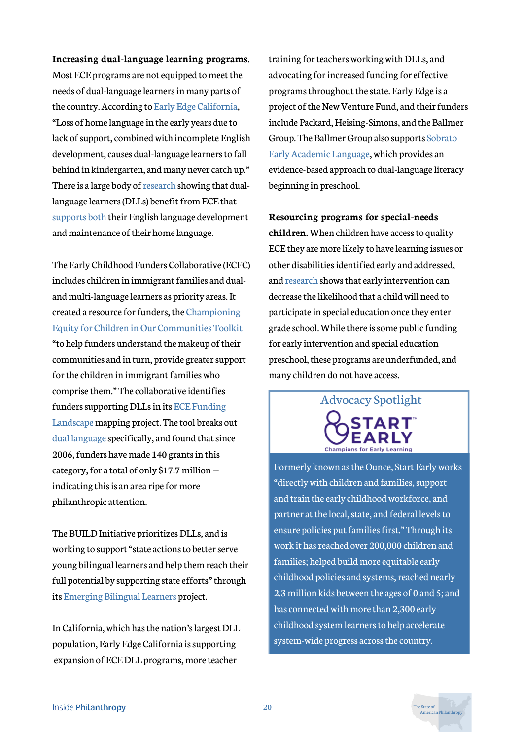**Increasing dual-language learning programs**. Most ECE programs are not equipped to meet the needs of dual-language learners in many parts of the country. According to Early Edge California, "Loss of home language in the early years due to lack of support, combined with incomplete English development, causes dual-language learners to fall behind in kindergarten, and many never catch up." There is a large body of research showing that dual-language learners (DLLs) benefit from ECE that supports both their English language development and maintenance of their home language.

The Early Childhood Funders Collaborative (ECFC) includes children in immigrant families and dual- and multi-language learners as priority areas. It created a resource for funders, the Championing Equity for Children in Our Communities Toolkit "to help funders understand the makeup of their communities and in turn, provide greater support for the children in immigrant families who comprise them." The collaborative identifies funders supporting DLLs in its ECE Funding Landscape mapping project. The tool breaks out dual language specifically, and found that since 2006, funders have made 140 grants in this category, for a total of only $17.7 million — indicating this is an area ripe for more philanthropic attention.

The BUILD Initiative prioritizes DLLs, and is working to support "state actions to better serve young bilingual learners and help them reach their full potential by supporting state efforts" through its Emerging Bilingual Learners project.

In California, which has the nation's largest DLL population, Early Edge California is supporting expansion of ECE DLL programs, more teacher training for teachers working with DLLs, and advocating for increased funding for effective programs throughout the state. Early Edge is a project of the New Venture Fund, and their funders include Packard, Heising-Simons, and the Ballmer Group. The Ballmer Group also supports Sobrato Early Academic Language, which provides an evidence-based approach to dual-language literacy beginning in preschool.

**Resourcing programs for special-needs children.** When children have access to quality ECE they are more likely to have learning issues or other disabilities identified early and addressed, and research shows that early intervention can decrease the likelihood that a child will need to participate in special education once they enter grade school. While there is some public funding for early intervention and special education preschool, these programs are underfunded, and many children do not have access.

> **Advocacy Spotlight**
>
> START EARLY
> Champions for Early Learning
>
> Formerly known as the Ounce, Start Early works "directly with children and families, support and train the early childhood workforce, and partner at the local, state, and federal levels to ensure policies put families first." Through its work it has reached over 200,000 children and families; helped build more equitable early childhood policies and systems, reached nearly 2.3 million kids between the ages of 0 and 5; and has connected with more than 2,300 early childhood system learners to help accelerate system-wide progress across the country.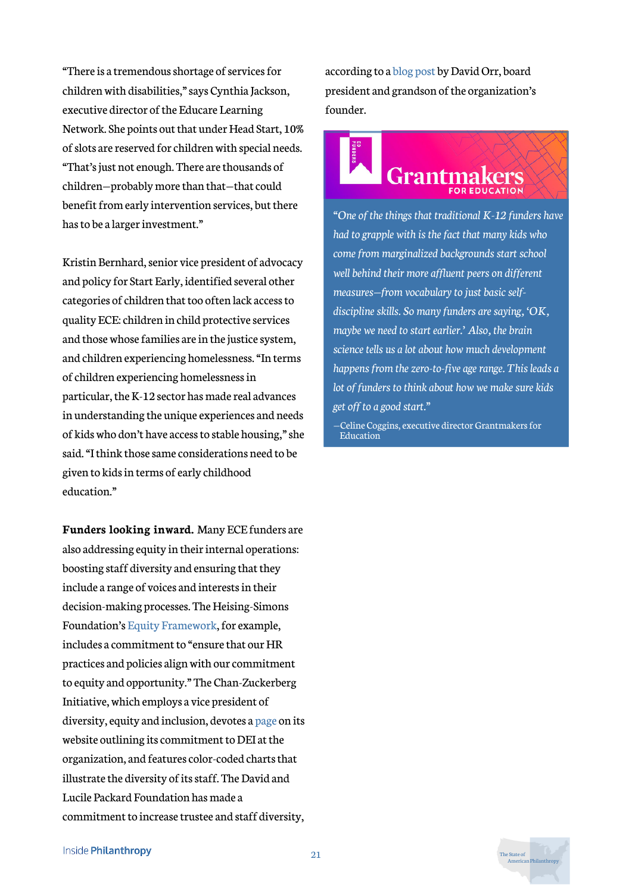"There is a tremendous shortage of services for children with disabilities," says Cynthia Jackson, executive director of the Educare Learning Network. She points out that under Head Start, 10% of slots are reserved for children with special needs. "That's just not enough. There are thousands of children—probably more than that—that could benefit from early intervention services, but there has to be a larger investment."

Kristin Bernhard, senior vice president of advocacy and policy for Start Early, identified several other categories of children that too often lack access to quality ECE: children in child protective services and those whose families are in the justice system, and children experiencing homelessness. "In terms of children experiencing homelessness in particular, the K-12 sector has made real advances in understanding the unique experiences and needs of kids who don't have access to stable housing," she said. "I think those same considerations need to be given to kids in terms of early childhood education."

**Funders looking inward.** Many ECE funders are also addressing equity in their internal operations: boosting staff diversity and ensuring that they include a range of voices and interests in their decision-making processes. The Heising-Simons Foundation's Equity Framework, for example, includes a commitment to "ensure that our HR practices and policies align with our commitment to equity and opportunity." The Chan-Zuckerberg Initiative, which employs a vice president of diversity, equity and inclusion, devotes a page on its website outlining its commitment to DEI at the organization, and features color-coded charts that illustrate the diversity of its staff. The David and Lucile Packard Foundation has made a commitment to increase trustee and staff diversity, according to a blog post by David Orr, board president and grandson of the organization's founder.

> **Grantmakers FOR EDUCATION**
>
> *"One of the things that traditional K-12 funders have had to grapple with is the fact that many kids who come from marginalized backgrounds start school well behind their more affluent peers on different measures—from vocabulary to just basic self-discipline skills. So many funders are saying, 'OK, maybe we need to start earlier.' Also, the brain science tells us a lot about how much development happens from the zero-to-five age range. This leads a lot of funders to think about how we make sure kids get off to a good start."*
>
> —Celine Coggins, executive director Grantmakers for Education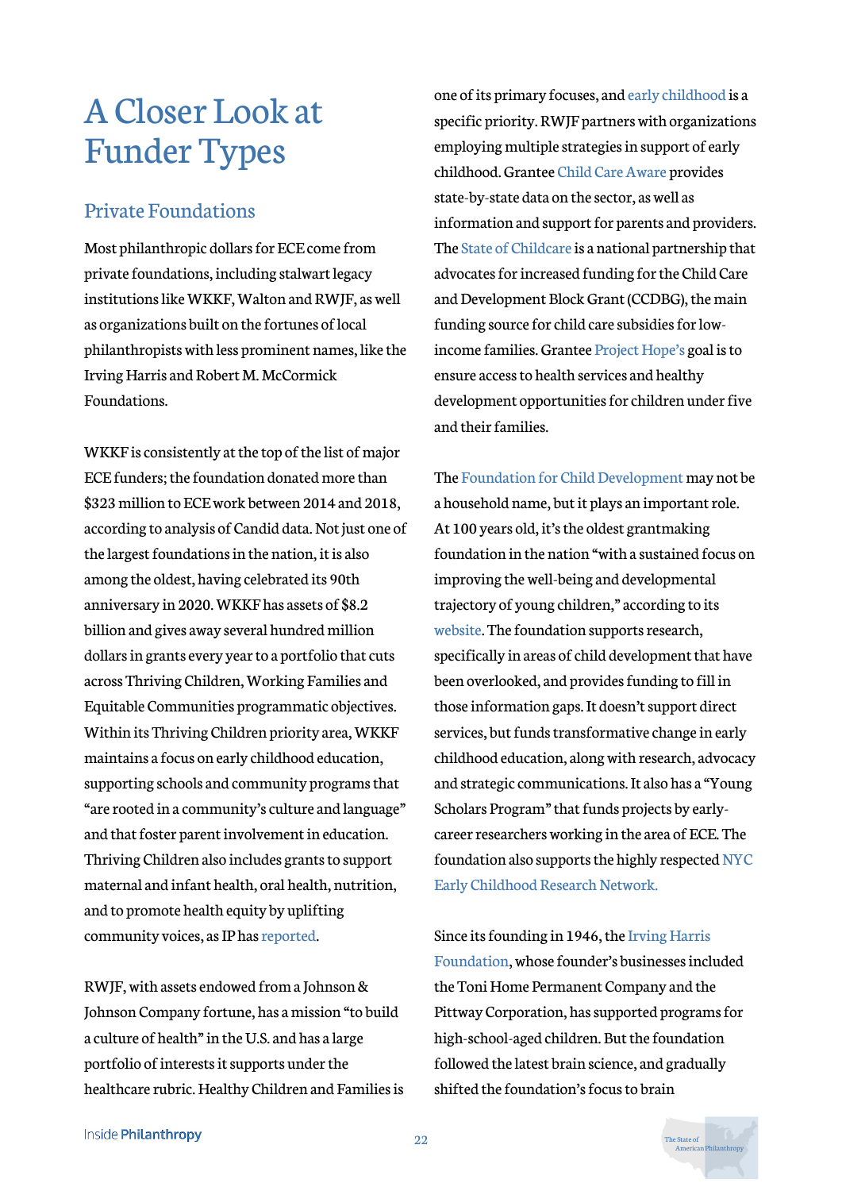# A Closer Look at Funder Types

## Private Foundations

Most philanthropic dollars for ECE come from private foundations, including stalwart legacy institutions like WKKF, Walton and RWJF, as well as organizations built on the fortunes of local philanthropists with less prominent names, like the Irving Harris and Robert M. McCormick Foundations.

WKKF is consistently at the top of the list of major ECE funders; the foundation donated more than $323 million to ECE work between 2014 and 2018, according to analysis of Candid data. Not just one of the largest foundations in the nation, it is also among the oldest, having celebrated its 90th anniversary in 2020. WKKF has assets of $8.2 billion and gives away several hundred million dollars in grants every year to a portfolio that cuts across Thriving Children, Working Families and Equitable Communities programmatic objectives. Within its Thriving Children priority area, WKKF maintains a focus on early childhood education, supporting schools and community programs that "are rooted in a community's culture and language" and that foster parent involvement in education. Thriving Children also includes grants to support maternal and infant health, oral health, nutrition, and to promote health equity by uplifting community voices, as IP has reported.

RWJF, with assets endowed from a Johnson & Johnson Company fortune, has a mission "to build a culture of health" in the U.S. and has a large portfolio of interests it supports under the healthcare rubric. Healthy Children and Families is one of its primary focuses, and early childhood is a specific priority. RWJF partners with organizations employing multiple strategies in support of early childhood. Grantee Child Care Aware provides state-by-state data on the sector, as well as information and support for parents and providers. The State of Childcare is a national partnership that advocates for increased funding for the Child Care and Development Block Grant (CCDBG), the main funding source for child care subsidies for low-income families. Grantee Project Hope's goal is to ensure access to health services and healthy development opportunities for children under five and their families.

The Foundation for Child Development may not be a household name, but it plays an important role. At 100 years old, it's the oldest grantmaking foundation in the nation "with a sustained focus on improving the well-being and developmental trajectory of young children," according to its website. The foundation supports research, specifically in areas of child development that have been overlooked, and provides funding to fill in those information gaps. It doesn't support direct services, but funds transformative change in early childhood education, along with research, advocacy and strategic communications. It also has a "Young Scholars Program" that funds projects by early-career researchers working in the area of ECE. The foundation also supports the highly respected NYC Early Childhood Research Network.

Since its founding in 1946, the Irving Harris Foundation, whose founder's businesses included the Toni Home Permanent Company and the Pittway Corporation, has supported programs for high-school-aged children. But the foundation followed the latest brain science, and gradually shifted the foundation's focus to brain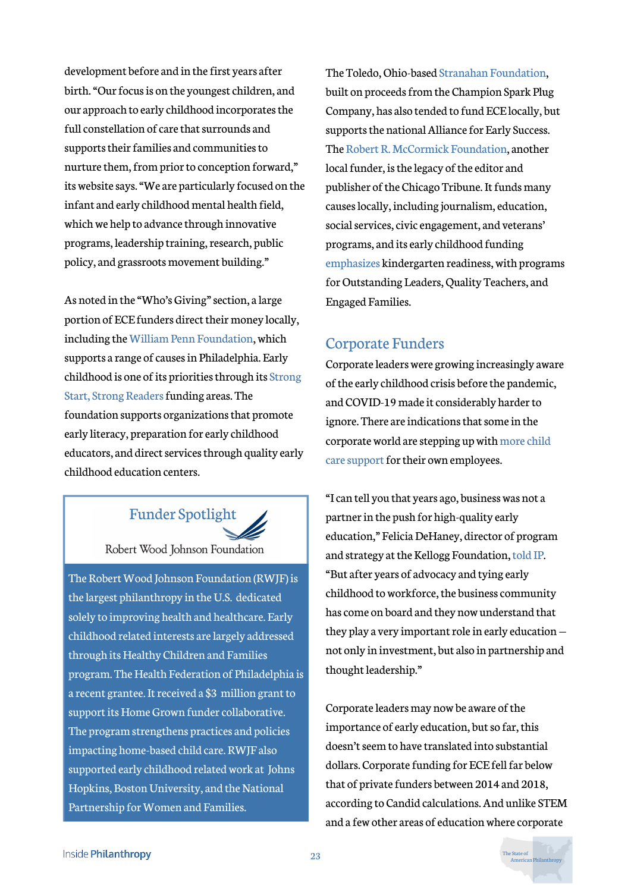development before and in the first years after birth. "Our focus is on the youngest children, and our approach to early childhood incorporates the full constellation of care that surrounds and supports their families and communities to nurture them, from prior to conception forward," its website says. "We are particularly focused on the infant and early childhood mental health field, which we help to advance through innovative programs, leadership training, research, public policy, and grassroots movement building."

As noted in the "Who's Giving" section, a large portion of ECE funders direct their money locally, including the William Penn Foundation, which supports a range of causes in Philadelphia. Early childhood is one of its priorities through its Strong Start, Strong Readers funding areas. The foundation supports organizations that promote early literacy, preparation for early childhood educators, and direct services through quality early childhood education centers.

> ### Funder Spotlight
>
> Robert Wood Johnson Foundation
>
> The Robert Wood Johnson Foundation (RWJF) is the largest philanthropy in the U.S. dedicated solely to improving health and healthcare. Early childhood related interests are largely addressed through its Healthy Children and Families program. The Health Federation of Philadelphia is a recent grantee. It received a $3 million grant to support its Home Grown funder collaborative. The program strengthens practices and policies impacting home-based child care. RWJF also supported early childhood related work at Johns Hopkins, Boston University, and the National Partnership for Women and Families.

The Toledo, Ohio-based Stranahan Foundation, built on proceeds from the Champion Spark Plug Company, has also tended to fund ECE locally, but supports the national Alliance for Early Success. The Robert R. McCormick Foundation, another local funder, is the legacy of the editor and publisher of the Chicago Tribune. It funds many causes locally, including journalism, education, social services, civic engagement, and veterans' programs, and its early childhood funding emphasizes kindergarten readiness, with programs for Outstanding Leaders, Quality Teachers, and Engaged Families.

## Corporate Funders

Corporate leaders were growing increasingly aware of the early childhood crisis before the pandemic, and COVID-19 made it considerably harder to ignore. There are indications that some in the corporate world are stepping up with more child care support for their own employees.

"I can tell you that years ago, business was not a partner in the push for high-quality early education," Felicia DeHaney, director of program and strategy at the Kellogg Foundation, told IP. "But after years of advocacy and tying early childhood to workforce, the business community has come on board and they now understand that they play a very important role in early education — not only in investment, but also in partnership and thought leadership."

Corporate leaders may now be aware of the importance of early education, but so far, this doesn't seem to have translated into substantial dollars. Corporate funding for ECE fell far below that of private funders between 2014 and 2018, according to Candid calculations. And unlike STEM and a few other areas of education where corporate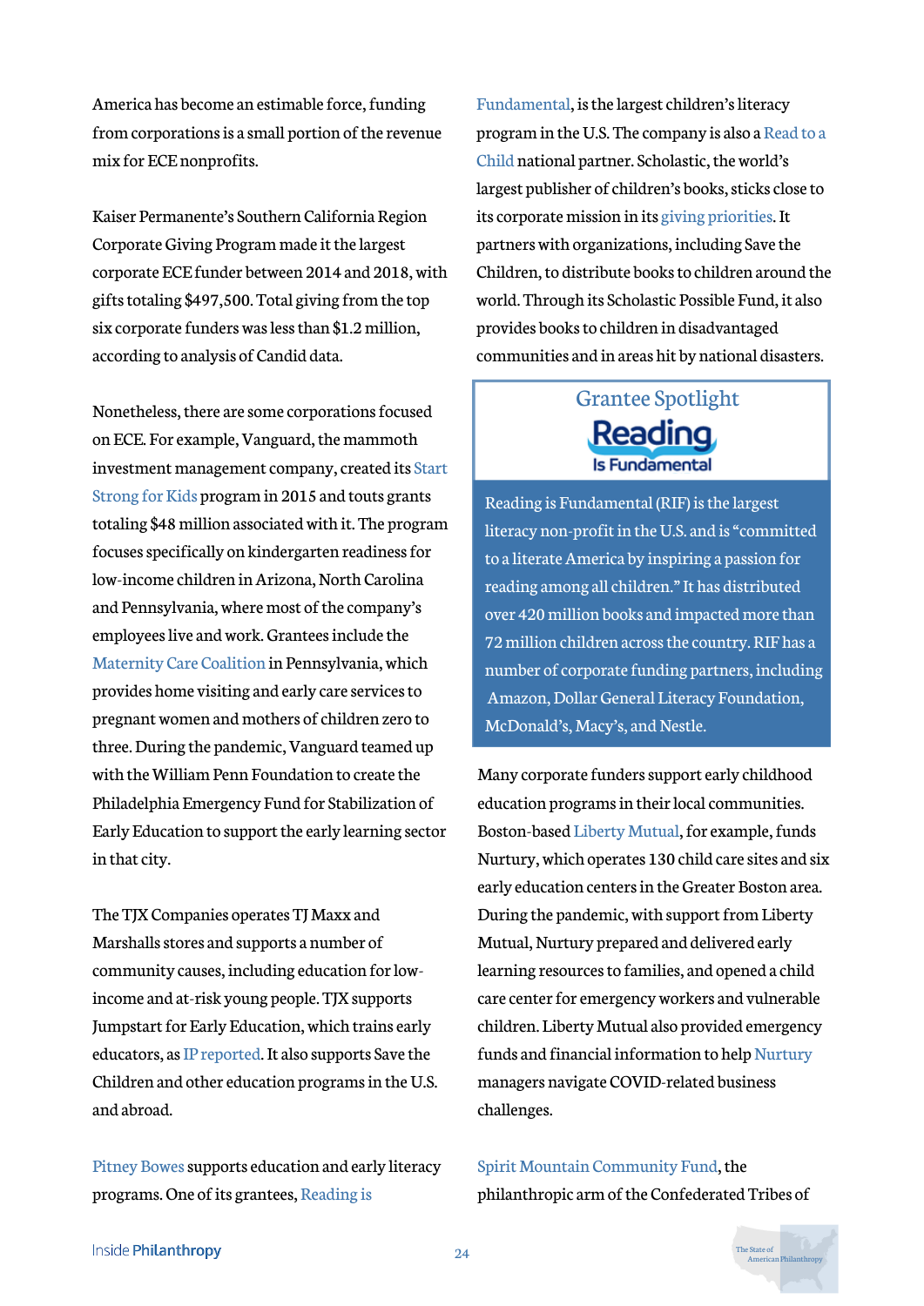America has become an estimable force, funding from corporations is a small portion of the revenue mix for ECE nonprofits.

Kaiser Permanente's Southern California Region Corporate Giving Program made it the largest corporate ECE funder between 2014 and 2018, with gifts totaling $497,500. Total giving from the top six corporate funders was less than $1.2 million, according to analysis of Candid data.

Nonetheless, there are some corporations focused on ECE. For example, Vanguard, the mammoth investment management company, created its Start Strong for Kids program in 2015 and touts grants totaling $48 million associated with it. The program focuses specifically on kindergarten readiness for low-income children in Arizona, North Carolina and Pennsylvania, where most of the company's employees live and work. Grantees include the Maternity Care Coalition in Pennsylvania, which provides home visiting and early care services to pregnant women and mothers of children zero to three. During the pandemic, Vanguard teamed up with the William Penn Foundation to create the Philadelphia Emergency Fund for Stabilization of Early Education to support the early learning sector in that city.

The TJX Companies operates TJ Maxx and Marshalls stores and supports a number of community causes, including education for low-income and at-risk young people. TJX supports Jumpstart for Early Education, which trains early educators, as IP reported. It also supports Save the Children and other education programs in the U.S. and abroad.

Pitney Bowes supports education and early literacy programs. One of its grantees, Reading is Fundamental, is the largest children's literacy program in the U.S. The company is also a Read to a Child national partner. Scholastic, the world's largest publisher of children's books, sticks close to its corporate mission in its giving priorities. It partners with organizations, including Save the Children, to distribute books to children around the world. Through its Scholastic Possible Fund, it also provides books to children in disadvantaged communities and in areas hit by national disasters.

> **Grantee Spotlight**
>
> **Reading Is Fundamental**
>
> Reading is Fundamental (RIF) is the largest literacy non-profit in the U.S. and is "committed to a literate America by inspiring a passion for reading among all children." It has distributed over 420 million books and impacted more than 72 million children across the country. RIF has a number of corporate funding partners, including Amazon, Dollar General Literacy Foundation, McDonald's, Macy's, and Nestle.

Many corporate funders support early childhood education programs in their local communities. Boston-based Liberty Mutual, for example, funds Nurtury, which operates 130 child care sites and six early education centers in the Greater Boston area. During the pandemic, with support from Liberty Mutual, Nurtury prepared and delivered early learning resources to families, and opened a child care center for emergency workers and vulnerable children. Liberty Mutual also provided emergency funds and financial information to help Nurtury managers navigate COVID-related business challenges.

Spirit Mountain Community Fund, the philanthropic arm of the Confederated Tribes of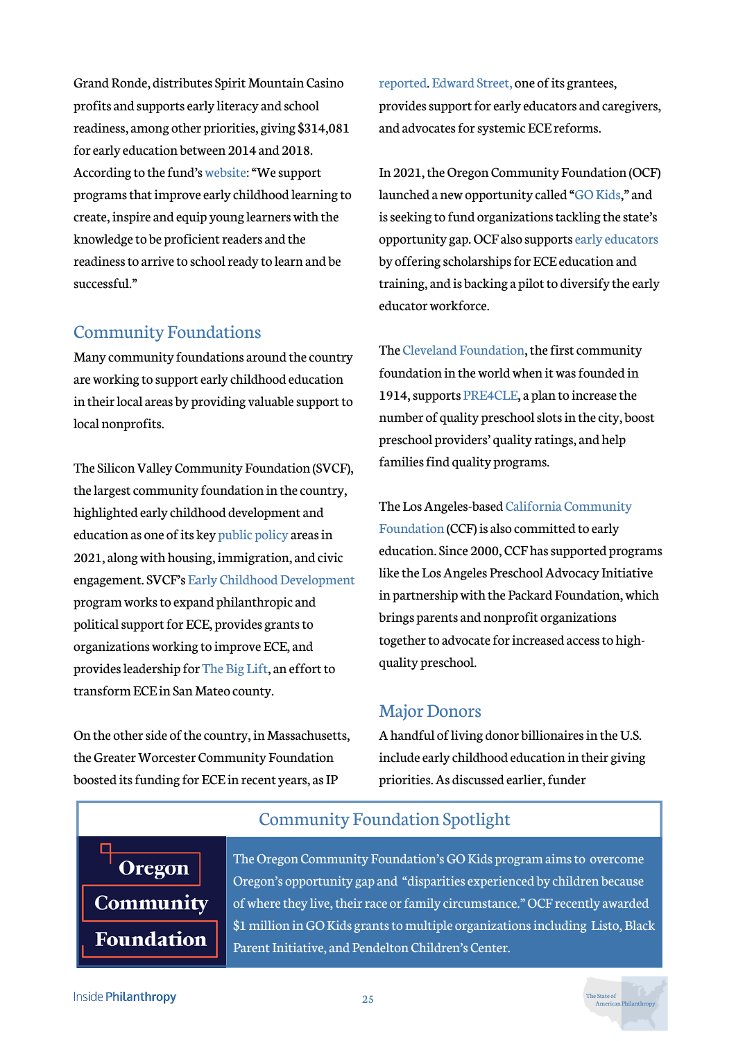Grand Ronde, distributes Spirit Mountain Casino profits and supports early literacy and school readiness, among other priorities, giving $314,081 for early education between 2014 and 2018. According to the fund's website: "We support programs that improve early childhood learning to create, inspire and equip young learners with the knowledge to be proficient readers and the readiness to arrive to school ready to learn and be successful."

## Community Foundations

Many community foundations around the country are working to support early childhood education in their local areas by providing valuable support to local nonprofits.

The Silicon Valley Community Foundation (SVCF), the largest community foundation in the country, highlighted early childhood development and education as one of its key public policy areas in 2021, along with housing, immigration, and civic engagement. SVCF's Early Childhood Development program works to expand philanthropic and political support for ECE, provides grants to organizations working to improve ECE, and provides leadership for The Big Lift, an effort to transform ECE in San Mateo county.

On the other side of the country, in Massachusetts, the Greater Worcester Community Foundation boosted its funding for ECE in recent years, as IP reported. Edward Street, one of its grantees, provides support for early educators and caregivers, and advocates for systemic ECE reforms.

In 2021, the Oregon Community Foundation (OCF) launched a new opportunity called "GO Kids," and is seeking to fund organizations tackling the state's opportunity gap. OCF also supports early educators by offering scholarships for ECE education and training, and is backing a pilot to diversify the early educator workforce.

The Cleveland Foundation, the first community foundation in the world when it was founded in 1914, supports PRE4CLE, a plan to increase the number of quality preschool slots in the city, boost preschool providers' quality ratings, and help families find quality programs.

The Los Angeles-based California Community Foundation (CCF) is also committed to early education. Since 2000, CCF has supported programs like the Los Angeles Preschool Advocacy Initiative in partnership with the Packard Foundation, which brings parents and nonprofit organizations together to advocate for increased access to high-quality preschool.

## Major Donors

A handful of living donor billionaires in the U.S. include early childhood education in their giving priorities. As discussed earlier, funder

### Community Foundation Spotlight

**Oregon Community Foundation**

The Oregon Community Foundation's GO Kids program aims to overcome Oregon's opportunity gap and "disparities experienced by children because of where they live, their race or family circumstance." OCF recently awarded $1 million in GO Kids grants to multiple organizations including Listo, Black Parent Initiative, and Pendelton Children's Center.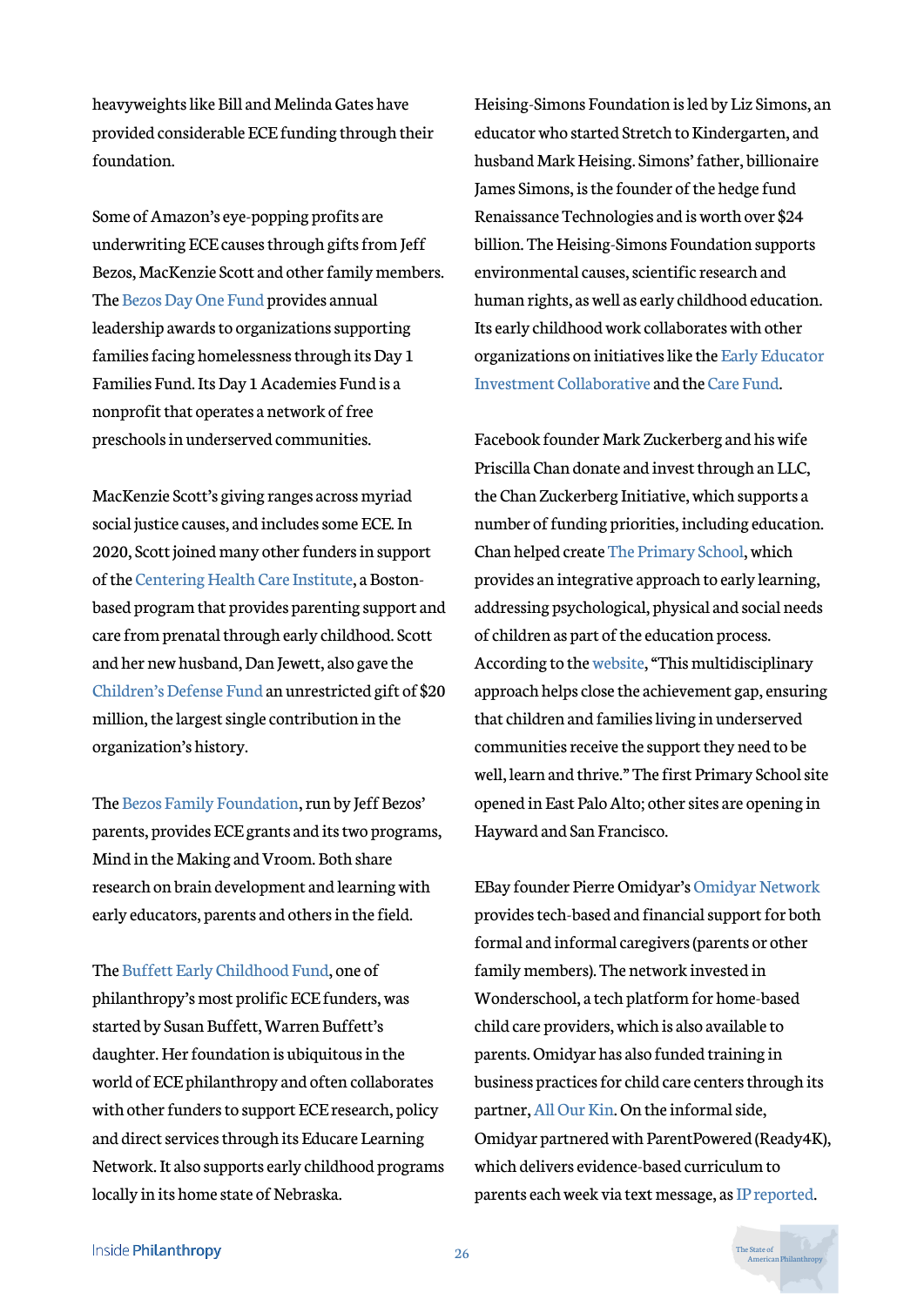heavyweights like Bill and Melinda Gates have provided considerable ECE funding through their foundation.

Some of Amazon's eye-popping profits are underwriting ECE causes through gifts from Jeff Bezos, MacKenzie Scott and other family members. The Bezos Day One Fund provides annual leadership awards to organizations supporting families facing homelessness through its Day 1 Families Fund. Its Day 1 Academies Fund is a nonprofit that operates a network of free preschools in underserved communities.

MacKenzie Scott's giving ranges across myriad social justice causes, and includes some ECE. In 2020, Scott joined many other funders in support of the Centering Health Care Institute, a Boston-based program that provides parenting support and care from prenatal through early childhood. Scott and her new husband, Dan Jewett, also gave the Children's Defense Fund an unrestricted gift of $20 million, the largest single contribution in the organization's history.

The Bezos Family Foundation, run by Jeff Bezos' parents, provides ECE grants and its two programs, Mind in the Making and Vroom. Both share research on brain development and learning with early educators, parents and others in the field.

The Buffett Early Childhood Fund, one of philanthropy's most prolific ECE funders, was started by Susan Buffett, Warren Buffett's daughter. Her foundation is ubiquitous in the world of ECE philanthropy and often collaborates with other funders to support ECE research, policy and direct services through its Educare Learning Network. It also supports early childhood programs locally in its home state of Nebraska.

Heising-Simons Foundation is led by Liz Simons, an educator who started Stretch to Kindergarten, and husband Mark Heising. Simons' father, billionaire James Simons, is the founder of the hedge fund Renaissance Technologies and is worth over $24 billion. The Heising-Simons Foundation supports environmental causes, scientific research and human rights, as well as early childhood education. Its early childhood work collaborates with other organizations on initiatives like the Early Educator Investment Collaborative and the Care Fund.

Facebook founder Mark Zuckerberg and his wife Priscilla Chan donate and invest through an LLC, the Chan Zuckerberg Initiative, which supports a number of funding priorities, including education. Chan helped create The Primary School, which provides an integrative approach to early learning, addressing psychological, physical and social needs of children as part of the education process. According to the website, "This multidisciplinary approach helps close the achievement gap, ensuring that children and families living in underserved communities receive the support they need to be well, learn and thrive." The first Primary School site opened in East Palo Alto; other sites are opening in Hayward and San Francisco.

EBay founder Pierre Omidyar's Omidyar Network provides tech-based and financial support for both formal and informal caregivers (parents or other family members). The network invested in Wonderschool, a tech platform for home-based child care providers, which is also available to parents. Omidyar has also funded training in business practices for child care centers through its partner, All Our Kin. On the informal side, Omidyar partnered with ParentPowered (Ready4K), which delivers evidence-based curriculum to parents each week via text message, as IP reported.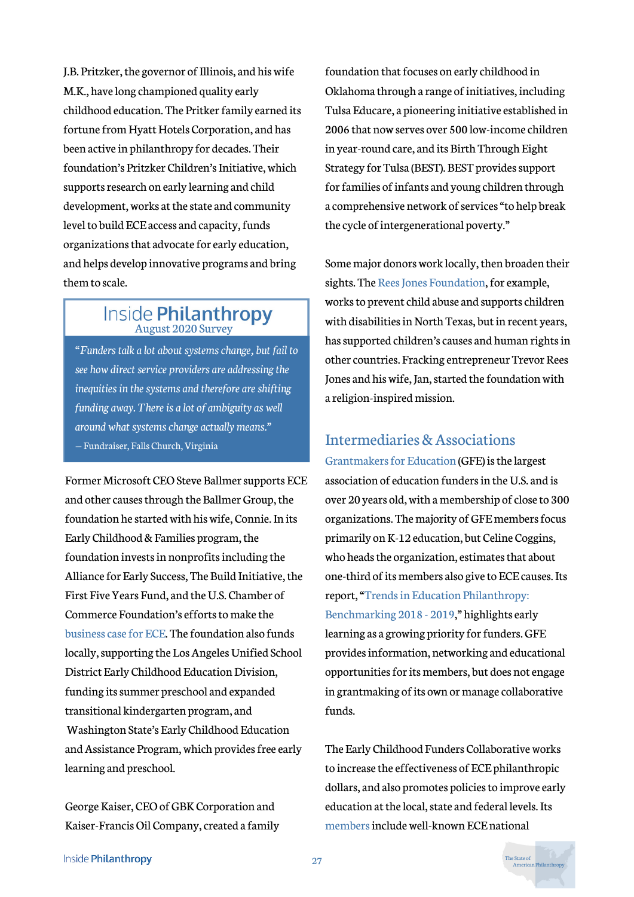J.B. Pritzker, the governor of Illinois, and his wife M.K., have long championed quality early childhood education. The Pritker family earned its fortune from Hyatt Hotels Corporation, and has been active in philanthropy for decades. Their foundation's Pritzker Children's Initiative, which supports research on early learning and child development, works at the state and community level to build ECE access and capacity, funds organizations that advocate for early education, and helps develop innovative programs and bring them to scale.

> **Inside Philanthropy**
> August 2020 Survey
>
> *"Funders talk a lot about systems change, but fail to see how direct service providers are addressing the inequities in the systems and therefore are shifting funding away. There is a lot of ambiguity as well around what systems change actually means."*
>
> — Fundraiser, Falls Church, Virginia

Former Microsoft CEO Steve Ballmer supports ECE and other causes through the Ballmer Group, the foundation he started with his wife, Connie. In its Early Childhood & Families program, the foundation invests in nonprofits including the Alliance for Early Success, The Build Initiative, the First Five Years Fund, and the U.S. Chamber of Commerce Foundation's efforts to make the business case for ECE. The foundation also funds locally, supporting the Los Angeles Unified School District Early Childhood Education Division, funding its summer preschool and expanded transitional kindergarten program, and Washington State's Early Childhood Education and Assistance Program, which provides free early learning and preschool.

George Kaiser, CEO of GBK Corporation and Kaiser-Francis Oil Company, created a family foundation that focuses on early childhood in Oklahoma through a range of initiatives, including Tulsa Educare, a pioneering initiative established in 2006 that now serves over 500 low-income children in year-round care, and its Birth Through Eight Strategy for Tulsa (BEST). BEST provides support for families of infants and young children through a comprehensive network of services "to help break the cycle of intergenerational poverty."

Some major donors work locally, then broaden their sights. The Rees Jones Foundation, for example, works to prevent child abuse and supports children with disabilities in North Texas, but in recent years, has supported children's causes and human rights in other countries. Fracking entrepreneur Trevor Rees Jones and his wife, Jan, started the foundation with a religion-inspired mission.

## Intermediaries & Associations

Grantmakers for Education (GFE) is the largest association of education funders in the U.S. and is over 20 years old, with a membership of close to 300 organizations. The majority of GFE members focus primarily on K-12 education, but Celine Coggins, who heads the organization, estimates that about one-third of its members also give to ECE causes. Its report, "Trends in Education Philanthropy: Benchmarking 2018 - 2019," highlights early learning as a growing priority for funders. GFE provides information, networking and educational opportunities for its members, but does not engage in grantmaking of its own or manage collaborative funds.

The Early Childhood Funders Collaborative works to increase the effectiveness of ECE philanthropic dollars, and also promotes policies to improve early education at the local, state and federal levels. Its members include well-known ECE national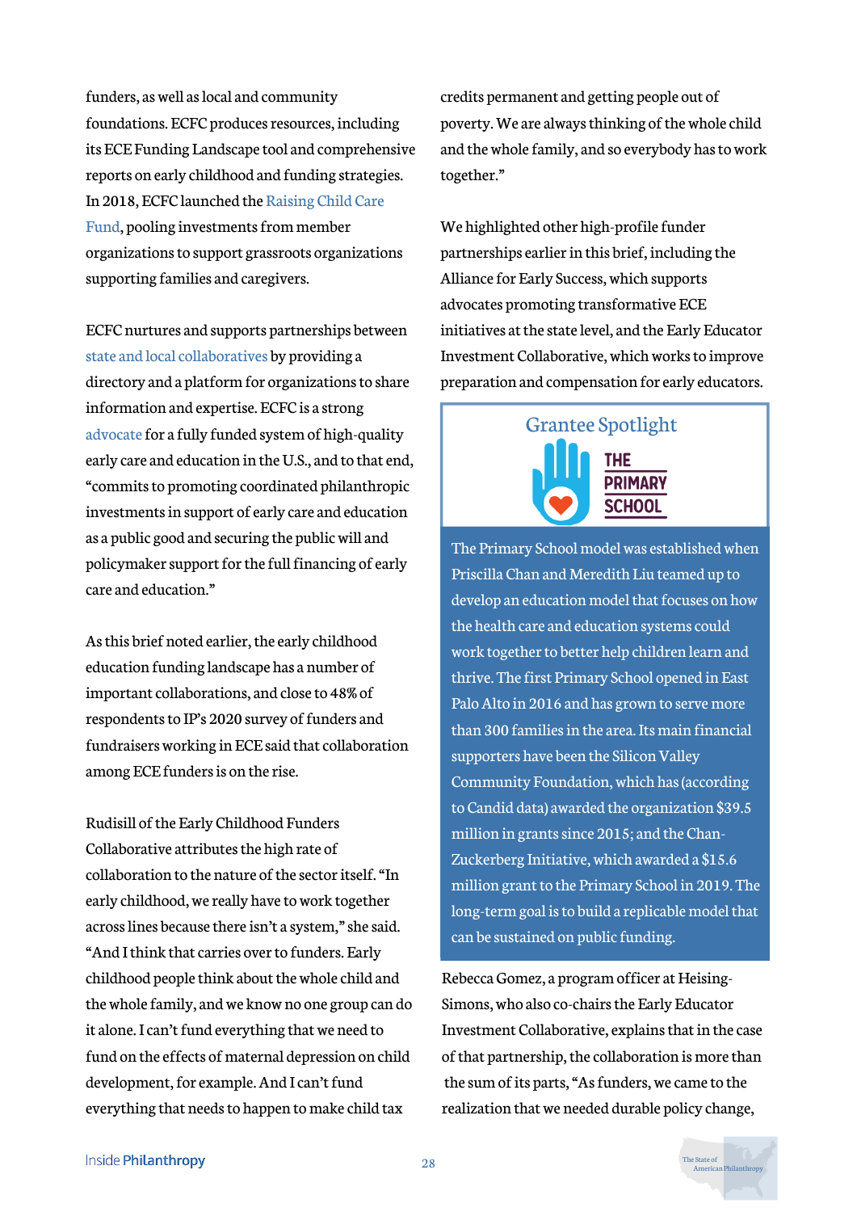funders, as well as local and community foundations. ECFC produces resources, including its ECE Funding Landscape tool and comprehensive reports on early childhood and funding strategies. In 2018, ECFC launched the Raising Child Care Fund, pooling investments from member organizations to support grassroots organizations supporting families and caregivers.

ECFC nurtures and supports partnerships between state and local collaboratives by providing a directory and a platform for organizations to share information and expertise. ECFC is a strong advocate for a fully funded system of high-quality early care and education in the U.S., and to that end, "commits to promoting coordinated philanthropic investments in support of early care and education as a public good and securing the public will and policymaker support for the full financing of early care and education."

As this brief noted earlier, the early childhood education funding landscape has a number of important collaborations, and close to 48% of respondents to IP's 2020 survey of funders and fundraisers working in ECE said that collaboration among ECE funders is on the rise.

Rudisill of the Early Childhood Funders Collaborative attributes the high rate of collaboration to the nature of the sector itself. "In early childhood, we really have to work together across lines because there isn't a system," she said. "And I think that carries over to funders. Early childhood people think about the whole child and the whole family, and we know no one group can do it alone. I can't fund everything that we need to fund on the effects of maternal depression on child development, for example. And I can't fund everything that needs to happen to make child tax credits permanent and getting people out of poverty. We are always thinking of the whole child and the whole family, and so everybody has to work together."

We highlighted other high-profile funder partnerships earlier in this brief, including the Alliance for Early Success, which supports advocates promoting transformative ECE initiatives at the state level, and the Early Educator Investment Collaborative, which works to improve preparation and compensation for early educators.

> **Grantee Spotlight**
>
> **THE PRIMARY SCHOOL**
>
> The Primary School model was established when Priscilla Chan and Meredith Liu teamed up to develop an education model that focuses on how the health care and education systems could work together to better help children learn and thrive. The first Primary School opened in East Palo Alto in 2016 and has grown to serve more than 300 families in the area. Its main financial supporters have been the Silicon Valley Community Foundation, which has (according to Candid data) awarded the organization $39.5 million in grants since 2015; and the Chan-Zuckerberg Initiative, which awarded a $15.6 million grant to the Primary School in 2019. The long-term goal is to build a replicable model that can be sustained on public funding.

Rebecca Gomez, a program officer at Heising-Simons, who also co-chairs the Early Educator Investment Collaborative, explains that in the case of that partnership, the collaboration is more than the sum of its parts, "As funders, we came to the realization that we needed durable policy change,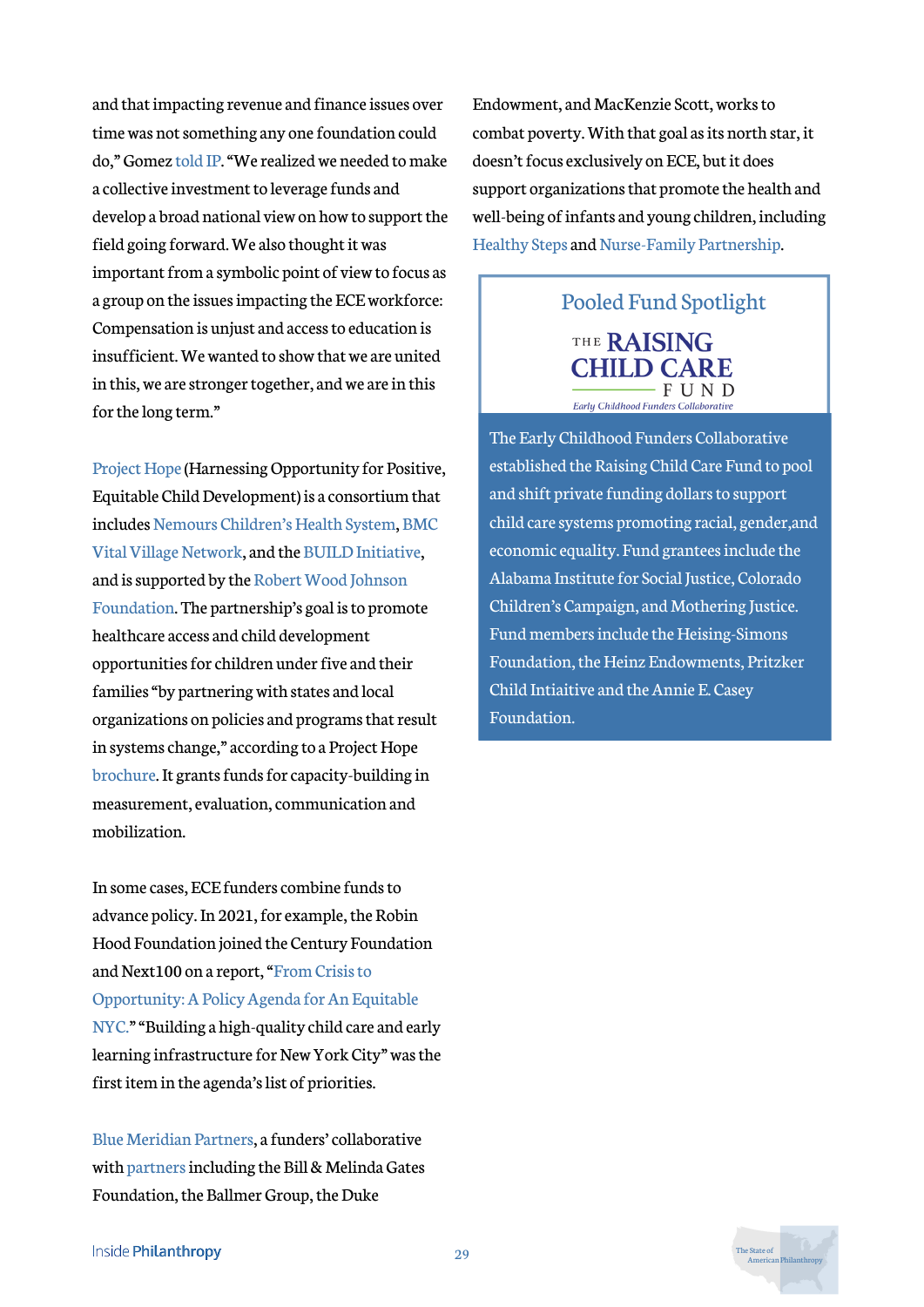and that impacting revenue and finance issues over time was not something any one foundation could do," Gomez told IP. "We realized we needed to make a collective investment to leverage funds and develop a broad national view on how to support the field going forward. We also thought it was important from a symbolic point of view to focus as a group on the issues impacting the ECE workforce: Compensation is unjust and access to education is insufficient. We wanted to show that we are united in this, we are stronger together, and we are in this for the long term."

Project Hope (Harnessing Opportunity for Positive, Equitable Child Development) is a consortium that includes Nemours Children's Health System, BMC Vital Village Network, and the BUILD Initiative, and is supported by the Robert Wood Johnson Foundation. The partnership's goal is to promote healthcare access and child development opportunities for children under five and their families "by partnering with states and local organizations on policies and programs that result in systems change," according to a Project Hope brochure. It grants funds for capacity-building in measurement, evaluation, communication and mobilization.

In some cases, ECE funders combine funds to advance policy. In 2021, for example, the Robin Hood Foundation joined the Century Foundation and Next100 on a report, "From Crisis to Opportunity: A Policy Agenda for An Equitable NYC." "Building a high-quality child care and early learning infrastructure for New York City" was the first item in the agenda's list of priorities.

Blue Meridian Partners, a funders' collaborative with partners including the Bill & Melinda Gates Foundation, the Ballmer Group, the Duke Endowment, and MacKenzie Scott, works to combat poverty. With that goal as its north star, it doesn't focus exclusively on ECE, but it does support organizations that promote the health and well-being of infants and young children, including Healthy Steps and Nurse-Family Partnership.

## Pooled Fund Spotlight

**THE RAISING CHILD CARE FUND**
*Early Childhood Funders Collaborative*

The Early Childhood Funders Collaborative established the Raising Child Care Fund to pool and shift private funding dollars to support child care systems promoting racial, gender,and economic equality. Fund grantees include the Alabama Institute for Social Justice, Colorado Children's Campaign, and Mothering Justice. Fund members include the Heising-Simons Foundation, the Heinz Endowments, Pritzker Child Intiaitive and the Annie E. Casey Foundation.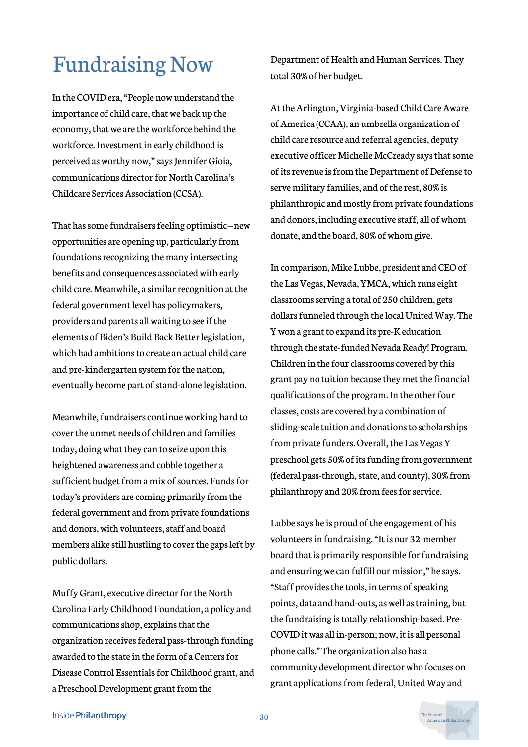# Fundraising Now

In the COVID era, "People now understand the importance of child care, that we back up the economy, that we are the workforce behind the workforce. Investment in early childhood is perceived as worthy now," says Jennifer Gioia, communications director for North Carolina's Childcare Services Association (CCSA).

That has some fundraisers feeling optimistic—new opportunities are opening up, particularly from foundations recognizing the many intersecting benefits and consequences associated with early child care. Meanwhile, a similar recognition at the federal government level has policymakers, providers and parents all waiting to see if the elements of Biden's Build Back Better legislation, which had ambitions to create an actual child care and pre-kindergarten system for the nation, eventually become part of stand-alone legislation.

Meanwhile, fundraisers continue working hard to cover the unmet needs of children and families today, doing what they can to seize upon this heightened awareness and cobble together a sufficient budget from a mix of sources. Funds for today's providers are coming primarily from the federal government and from private foundations and donors, with volunteers, staff and board members alike still hustling to cover the gaps left by public dollars.

Muffy Grant, executive director for the North Carolina Early Childhood Foundation, a policy and communications shop, explains that the organization receives federal pass-through funding awarded to the state in the form of a Centers for Disease Control Essentials for Childhood grant, and a Preschool Development grant from the Department of Health and Human Services. They total 30% of her budget.

At the Arlington, Virginia-based Child Care Aware of America (CCAA), an umbrella organization of child care resource and referral agencies, deputy executive officer Michelle McCready says that some of its revenue is from the Department of Defense to serve military families, and of the rest, 80% is philanthropic and mostly from private foundations and donors, including executive staff, all of whom donate, and the board, 80% of whom give.

In comparison, Mike Lubbe, president and CEO of the Las Vegas, Nevada, YMCA, which runs eight classrooms serving a total of 250 children, gets dollars funneled through the local United Way. The Y won a grant to expand its pre-K education through the state-funded Nevada Ready! Program. Children in the four classrooms covered by this grant pay no tuition because they met the financial qualifications of the program. In the other four classes, costs are covered by a combination of sliding-scale tuition and donations to scholarships from private funders. Overall, the Las Vegas Y preschool gets 50% of its funding from government (federal pass-through, state, and county), 30% from philanthropy and 20% from fees for service.

Lubbe says he is proud of the engagement of his volunteers in fundraising. "It is our 32-member board that is primarily responsible for fundraising and ensuring we can fulfill our mission," he says. "Staff provides the tools, in terms of speaking points, data and hand-outs, as well as training, but the fundraising is totally relationship-based. Pre-COVID it was all in-person; now, it is all personal phone calls." The organization also has a community development director who focuses on grant applications from federal, United Way and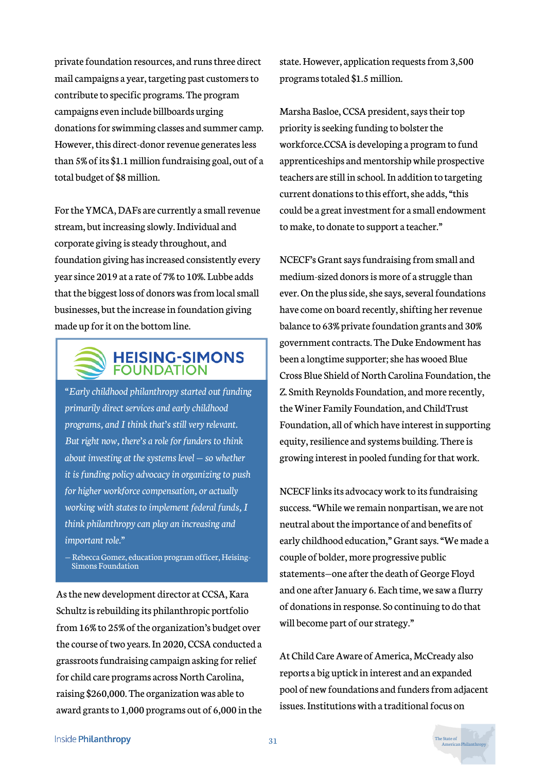private foundation resources, and runs three direct mail campaigns a year, targeting past customers to contribute to specific programs. The program campaigns even include billboards urging donations for swimming classes and summer camp. However, this direct-donor revenue generates less than 5% of its $1.1 million fundraising goal, out of a total budget of $8 million.

For the YMCA, DAFs are currently a small revenue stream, but increasing slowly. Individual and corporate giving is steady throughout, and foundation giving has increased consistently every year since 2019 at a rate of 7% to 10%. Lubbe adds that the biggest loss of donors was from local small businesses, but the increase in foundation giving made up for it on the bottom line.

> **HEISING-SIMONS FOUNDATION**
>
> *"Early childhood philanthropy started out funding primarily direct services and early childhood programs, and I think that's still very relevant. But right now, there's a role for funders to think about investing at the systems level — so whether it is funding policy advocacy in organizing to push for higher workforce compensation, or actually working with states to implement federal funds, I think philanthropy can play an increasing and important role."*
>
> — Rebecca Gomez, education program officer, Heising-Simons Foundation

As the new development director at CCSA, Kara Schultz is rebuilding its philanthropic portfolio from 16% to 25% of the organization's budget over the course of two years. In 2020, CCSA conducted a grassroots fundraising campaign asking for relief for child care programs across North Carolina, raising $260,000. The organization was able to award grants to 1,000 programs out of 6,000 in the state. However, application requests from 3,500 programs totaled $1.5 million.

Marsha Basloe, CCSA president, says their top priority is seeking funding to bolster the workforce.CCSA is developing a program to fund apprenticeships and mentorship while prospective teachers are still in school. In addition to targeting current donations to this effort, she adds, "this could be a great investment for a small endowment to make, to donate to support a teacher."

NCECF's Grant says fundraising from small and medium-sized donors is more of a struggle than ever. On the plus side, she says, several foundations have come on board recently, shifting her revenue balance to 63% private foundation grants and 30% government contracts. The Duke Endowment has been a longtime supporter; she has wooed Blue Cross Blue Shield of North Carolina Foundation, the Z. Smith Reynolds Foundation, and more recently, the Winer Family Foundation, and ChildTrust Foundation, all of which have interest in supporting equity, resilience and systems building. There is growing interest in pooled funding for that work.

NCECF links its advocacy work to its fundraising success. "While we remain nonpartisan, we are not neutral about the importance of and benefits of early childhood education," Grant says. "We made a couple of bolder, more progressive public statements—one after the death of George Floyd and one after January 6. Each time, we saw a flurry of donations in response. So continuing to do that will become part of our strategy."

At Child Care Aware of America, McCready also reports a big uptick in interest and an expanded pool of new foundations and funders from adjacent issues. Institutions with a traditional focus on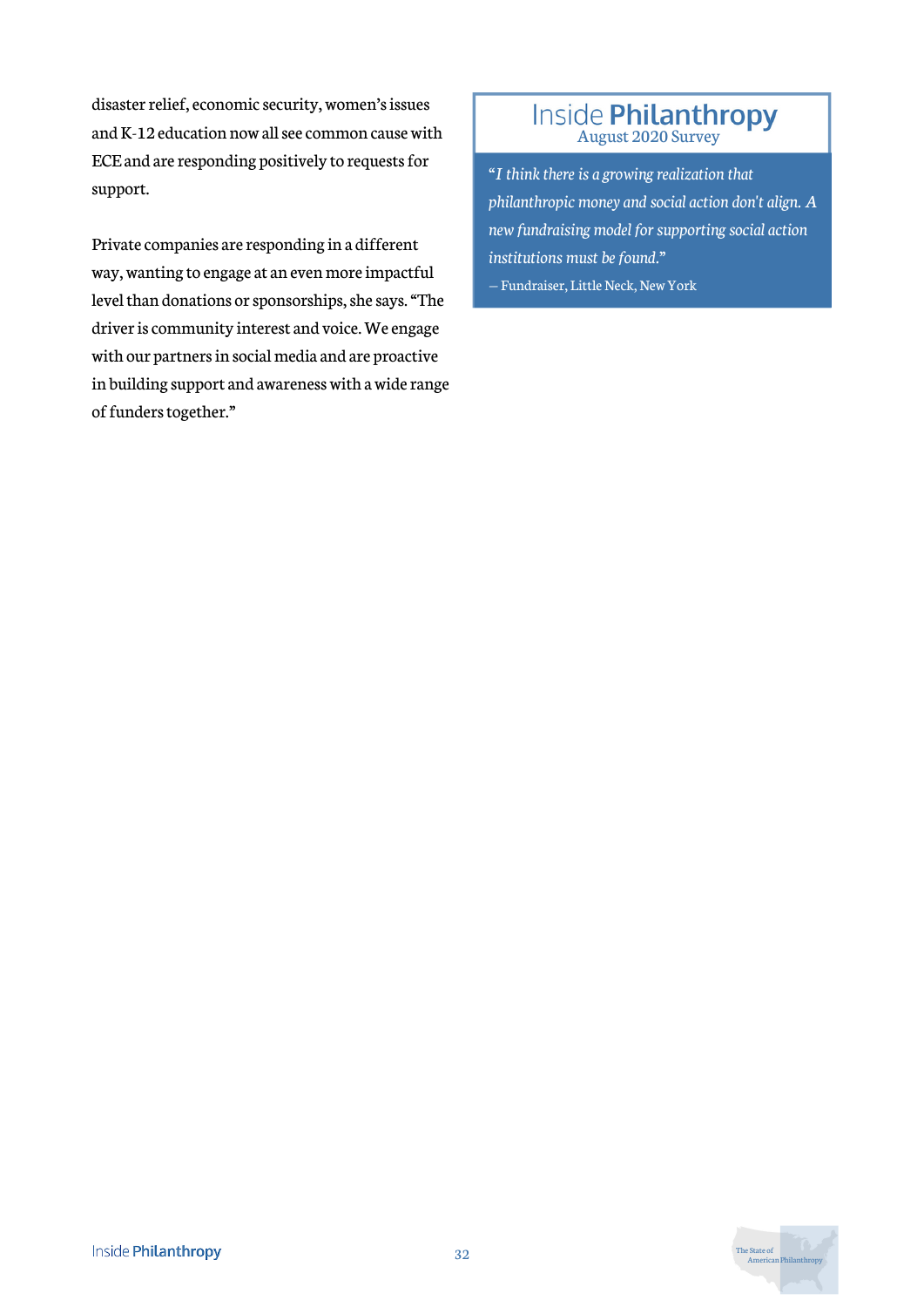disaster relief, economic security, women's issues and K-12 education now all see common cause with ECE and are responding positively to requests for support.

Private companies are responding in a different way, wanting to engage at an even more impactful level than donations or sponsorships, she says. "The driver is community interest and voice. We engage with our partners in social media and are proactive in building support and awareness with a wide range of funders together."

> **Inside Philanthropy**
> August 2020 Survey
>
> *"I think there is a growing realization that philanthropic money and social action don't align. A new fundraising model for supporting social action institutions must be found."*
>
> — Fundraiser, Little Neck, New York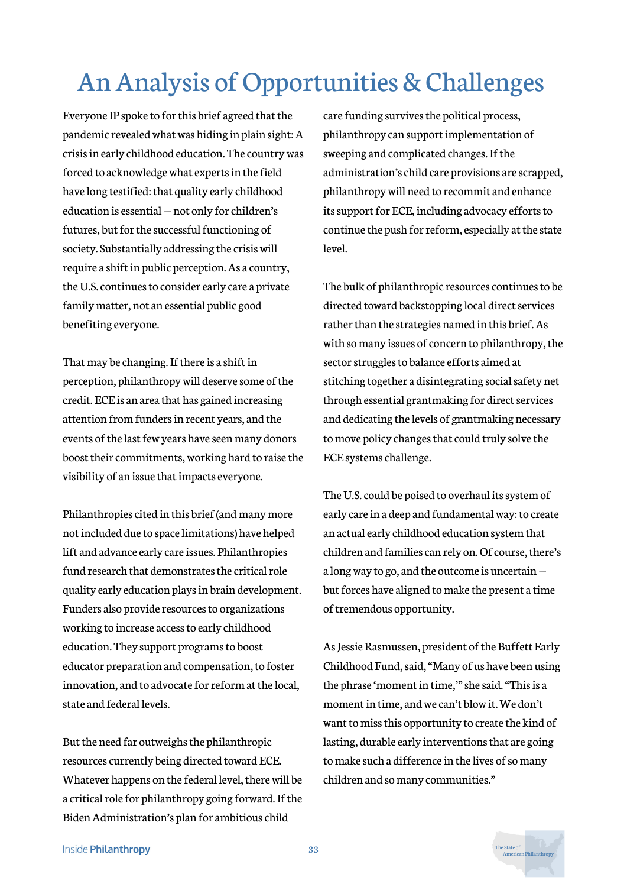# An Analysis of Opportunities & Challenges

Everyone IP spoke to for this brief agreed that the pandemic revealed what was hiding in plain sight: A crisis in early childhood education. The country was forced to acknowledge what experts in the field have long testified: that quality early childhood education is essential — not only for children's futures, but for the successful functioning of society. Substantially addressing the crisis will require a shift in public perception. As a country, the U.S. continues to consider early care a private family matter, not an essential public good benefiting everyone.

That may be changing. If there is a shift in perception, philanthropy will deserve some of the credit. ECE is an area that has gained increasing attention from funders in recent years, and the events of the last few years have seen many donors boost their commitments, working hard to raise the visibility of an issue that impacts everyone.

Philanthropies cited in this brief (and many more not included due to space limitations) have helped lift and advance early care issues. Philanthropies fund research that demonstrates the critical role quality early education plays in brain development. Funders also provide resources to organizations working to increase access to early childhood education. They support programs to boost educator preparation and compensation, to foster innovation, and to advocate for reform at the local, state and federal levels.

But the need far outweighs the philanthropic resources currently being directed toward ECE. Whatever happens on the federal level, there will be a critical role for philanthropy going forward. If the Biden Administration's plan for ambitious child care funding survives the political process, philanthropy can support implementation of sweeping and complicated changes. If the administration's child care provisions are scrapped, philanthropy will need to recommit and enhance its support for ECE, including advocacy efforts to continue the push for reform, especially at the state level.

The bulk of philanthropic resources continues to be directed toward backstopping local direct services rather than the strategies named in this brief. As with so many issues of concern to philanthropy, the sector struggles to balance efforts aimed at stitching together a disintegrating social safety net through essential grantmaking for direct services and dedicating the levels of grantmaking necessary to move policy changes that could truly solve the ECE systems challenge.

The U.S. could be poised to overhaul its system of early care in a deep and fundamental way: to create an actual early childhood education system that children and families can rely on. Of course, there's a long way to go, and the outcome is uncertain — but forces have aligned to make the present a time of tremendous opportunity.

As Jessie Rasmussen, president of the Buffett Early Childhood Fund, said, "Many of us have been using the phrase 'moment in time,'" she said. "This is a moment in time, and we can't blow it. We don't want to miss this opportunity to create the kind of lasting, durable early interventions that are going to make such a difference in the lives of so many children and so many communities."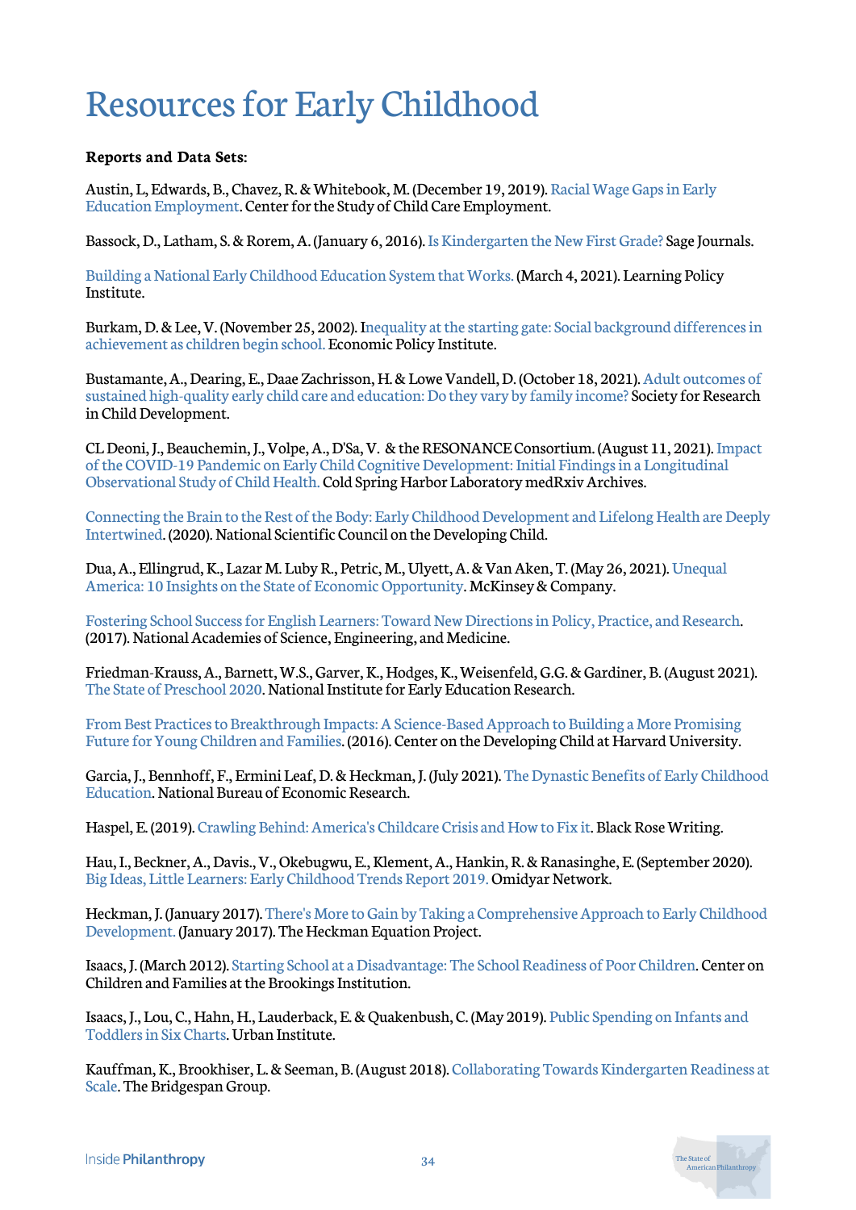# Resources for Early Childhood

**Reports and Data Sets:**

Austin, L, Edwards, B., Chavez, R. & Whitebook, M. (December 19, 2019). Racial Wage Gaps in Early Education Employment. Center for the Study of Child Care Employment.

Bassock, D., Latham, S. & Rorem, A. (January 6, 2016). Is Kindergarten the New First Grade? Sage Journals.

Building a National Early Childhood Education System that Works. (March 4, 2021). Learning Policy Institute.

Burkam, D. & Lee, V. (November 25, 2002). Inequality at the starting gate: Social background differences in achievement as children begin school. Economic Policy Institute.

Bustamante, A., Dearing, E., Daae Zachrisson, H. & Lowe Vandell, D. (October 18, 2021). Adult outcomes of sustained high-quality early child care and education: Do they vary by family income? Society for Research in Child Development.

CL Deoni, J., Beauchemin, J., Volpe, A., D'Sa, V. & the RESONANCE Consortium. (August 11, 2021). Impact of the COVID-19 Pandemic on Early Child Cognitive Development: Initial Findings in a Longitudinal Observational Study of Child Health. Cold Spring Harbor Laboratory medRxiv Archives.

Connecting the Brain to the Rest of the Body: Early Childhood Development and Lifelong Health are Deeply Intertwined. (2020). National Scientific Council on the Developing Child.

Dua, A., Ellingrud, K., Lazar M. Luby R., Petric, M., Ulyett, A. & Van Aken, T. (May 26, 2021). Unequal America: 10 Insights on the State of Economic Opportunity. McKinsey & Company.

Fostering School Success for English Learners: Toward New Directions in Policy, Practice, and Research. (2017). National Academies of Science, Engineering, and Medicine.

Friedman-Krauss, A., Barnett, W.S., Garver, K., Hodges, K., Weisenfeld, G.G. & Gardiner, B. (August 2021). The State of Preschool 2020. National Institute for Early Education Research.

From Best Practices to Breakthrough Impacts: A Science-Based Approach to Building a More Promising Future for Young Children and Families. (2016). Center on the Developing Child at Harvard University.

Garcia, J., Bennhoff, F., Ermini Leaf, D. & Heckman, J. (July 2021). The Dynastic Benefits of Early Childhood Education. National Bureau of Economic Research.

Haspel, E. (2019). Crawling Behind: America's Childcare Crisis and How to Fix it. Black Rose Writing.

Hau, I., Beckner, A., Davis., V., Okebugwu, E., Klement, A., Hankin, R. & Ranasinghe, E. (September 2020). Big Ideas, Little Learners: Early Childhood Trends Report 2019. Omidyar Network.

Heckman, J. (January 2017). There's More to Gain by Taking a Comprehensive Approach to Early Childhood Development. (January 2017). The Heckman Equation Project.

Isaacs, J. (March 2012). Starting School at a Disadvantage: The School Readiness of Poor Children. Center on Children and Families at the Brookings Institution.

Isaacs, J., Lou, C., Hahn, H., Lauderback, E. & Quakenbush, C. (May 2019). Public Spending on Infants and Toddlers in Six Charts. Urban Institute.

Kauffman, K., Brookhiser, L. & Seeman, B. (August 2018). Collaborating Towards Kindergarten Readiness at Scale. The Bridgespan Group.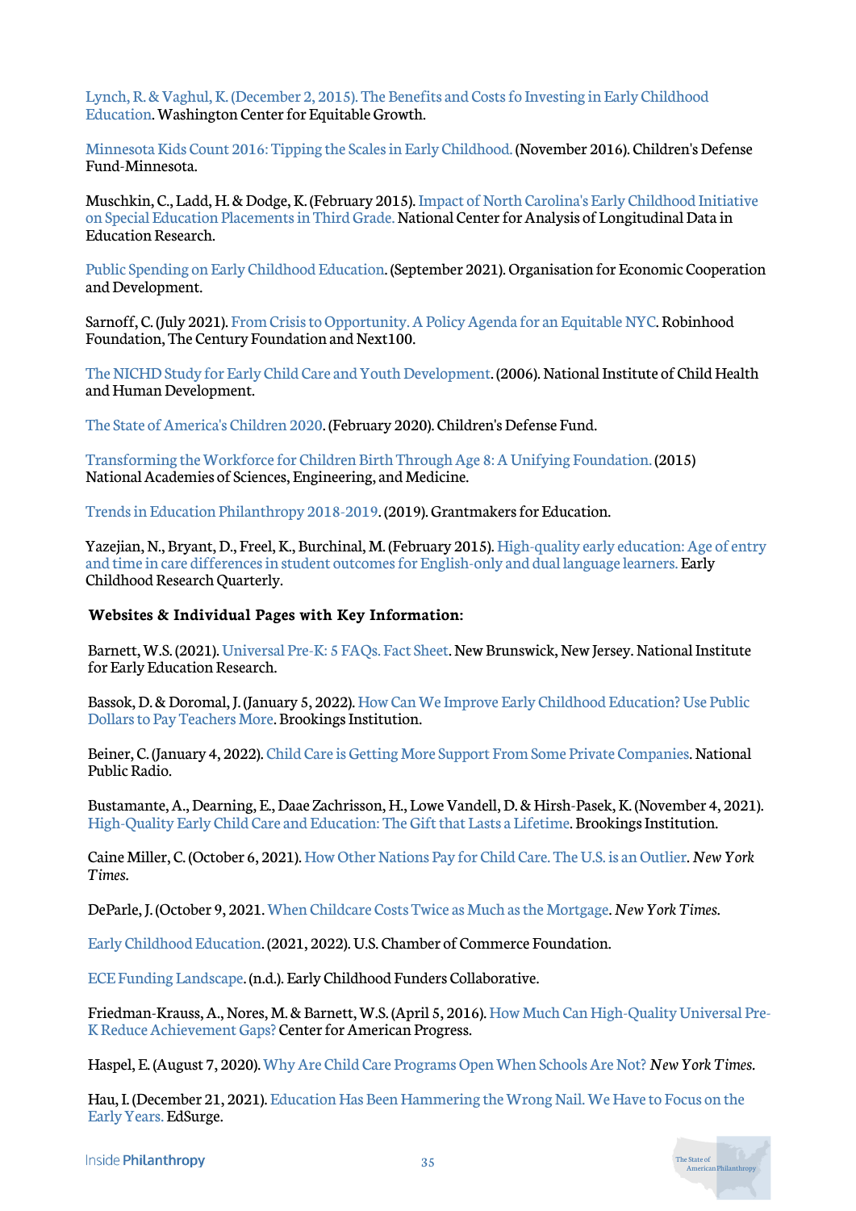Lynch, R. & Vaghul, K. (December 2, 2015). The Benefits and Costs fo Investing in Early Childhood Education. Washington Center for Equitable Growth.

Minnesota Kids Count 2016: Tipping the Scales in Early Childhood. (November 2016). Children's Defense Fund-Minnesota.

Muschkin, C., Ladd, H. & Dodge, K. (February 2015). Impact of North Carolina's Early Childhood Initiative on Special Education Placements in Third Grade. National Center for Analysis of Longitudinal Data in Education Research.

Public Spending on Early Childhood Education. (September 2021). Organisation for Economic Cooperation and Development.

Sarnoff, C. (July 2021). From Crisis to Opportunity. A Policy Agenda for an Equitable NYC. Robinhood Foundation, The Century Foundation and Next100.

The NICHD Study for Early Child Care and Youth Development. (2006). National Institute of Child Health and Human Development.

The State of America's Children 2020. (February 2020). Children's Defense Fund.

Transforming the Workforce for Children Birth Through Age 8: A Unifying Foundation. (2015) National Academies of Sciences, Engineering, and Medicine.

Trends in Education Philanthropy 2018-2019. (2019). Grantmakers for Education.

Yazejian, N., Bryant, D., Freel, K., Burchinal, M. (February 2015). High-quality early education: Age of entry and time in care differences in student outcomes for English-only and dual language learners. Early Childhood Research Quarterly.

**Websites & Individual Pages with Key Information:**

Barnett, W.S. (2021). Universal Pre-K: 5 FAQs. Fact Sheet. New Brunswick, New Jersey. National Institute for Early Education Research.

Bassok, D. & Doromal, J. (January 5, 2022). How Can We Improve Early Childhood Education? Use Public Dollars to Pay Teachers More. Brookings Institution.

Beiner, C. (January 4, 2022). Child Care is Getting More Support From Some Private Companies. National Public Radio.

Bustamante, A., Dearning, E., Daae Zachrisson, H., Lowe Vandell, D. & Hirsh-Pasek, K. (November 4, 2021). High-Quality Early Child Care and Education: The Gift that Lasts a Lifetime. Brookings Institution.

Caine Miller, C. (October 6, 2021). How Other Nations Pay for Child Care. The U.S. is an Outlier. *New York Times.*

DeParle, J. (October 9, 2021. When Childcare Costs Twice as Much as the Mortgage. *New York Times.*

Early Childhood Education. (2021, 2022). U.S. Chamber of Commerce Foundation.

ECE Funding Landscape. (n.d.). Early Childhood Funders Collaborative.

Friedman-Krauss, A., Nores, M. & Barnett, W.S. (April 5, 2016). How Much Can High-Quality Universal Pre-K Reduce Achievement Gaps? Center for American Progress.

Haspel, E. (August 7, 2020). Why Are Child Care Programs Open When Schools Are Not? *New York Times.*

Hau, I. (December 21, 2021). Education Has Been Hammering the Wrong Nail. We Have to Focus on the Early Years. EdSurge.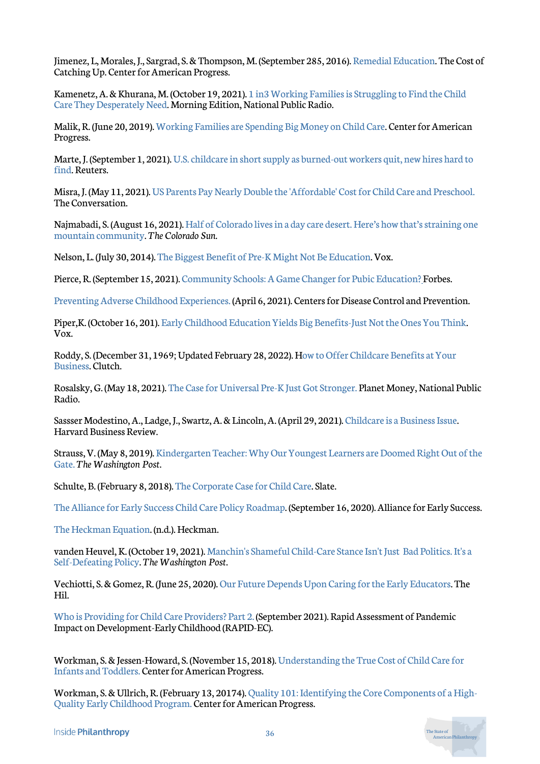Jimenez, L, Morales, J., Sargrad, S. & Thompson, M. (September 285, 2016). Remedial Education. The Cost of Catching Up. Center for American Progress.

Kamenetz, A. & Khurana, M. (October 19, 2021). 1 in3 Working Families is Struggling to Find the Child Care They Desperately Need. Morning Edition, National Public Radio.

Malik, R. (June 20, 2019). Working Families are Spending Big Money on Child Care. Center for American Progress.

Marte, J. (September 1, 2021). U.S. childcare in short supply as burned-out workers quit, new hires hard to find. Reuters.

Misra, J. (May 11, 2021). US Parents Pay Nearly Double the 'Affordable' Cost for Child Care and Preschool. The Conversation.

Najmabadi, S. (August 16, 2021). Half of Colorado lives in a day care desert. Here's how that's straining one mountain community. *The Colorado Sun*.

Nelson, L. (July 30, 2014). The Biggest Benefit of Pre-K Might Not Be Education. Vox.

Pierce, R. (September 15, 2021). Community Schools: A Game Changer for Pubic Education? Forbes.

Preventing Adverse Childhood Experiences. (April 6, 2021). Centers for Disease Control and Prevention.

Piper,K. (October 16, 201). Early Childhood Education Yields Big Benefits-Just Not the Ones You Think. Vox.

Roddy, S. (December 31, 1969; Updated February 28, 2022). How to Offer Childcare Benefits at Your Business. Clutch.

Rosalsky, G. (May 18, 2021). The Case for Universal Pre-K Just Got Stronger. Planet Money, National Public Radio.

Sassser Modestino, A., Ladge, J., Swartz, A. & Lincoln, A. (April 29, 2021). Childcare is a Business Issue. Harvard Business Review.

Strauss, V. (May 8, 2019). Kindergarten Teacher: Why Our Youngest Learners are Doomed Right Out of the Gate. *The Washington Post*.

Schulte, B. (February 8, 2018). The Corporate Case for Child Care. Slate.

The Alliance for Early Success Child Care Policy Roadmap. (September 16, 2020). Alliance for Early Success.

The Heckman Equation. (n.d.). Heckman.

vanden Heuvel, K. (October 19, 2021). Manchin's Shameful Child-Care Stance Isn't Just Bad Politics. It's a Self-Defeating Policy. *The Washington Post*.

Vechiotti, S. & Gomez, R. (June 25, 2020). Our Future Depends Upon Caring for the Early Educators. The Hil.

Who is Providing for Child Care Providers? Part 2. (September 2021). Rapid Assessment of Pandemic Impact on Development-Early Childhood (RAPID-EC).

Workman, S. & Jessen-Howard, S. (November 15, 2018). Understanding the True Cost of Child Care for Infants and Toddlers. Center for American Progress.

Workman, S. & Ullrich, R. (February 13, 20174). Quality 101: Identifying the Core Components of a High-Quality Early Childhood Program. Center for American Progress.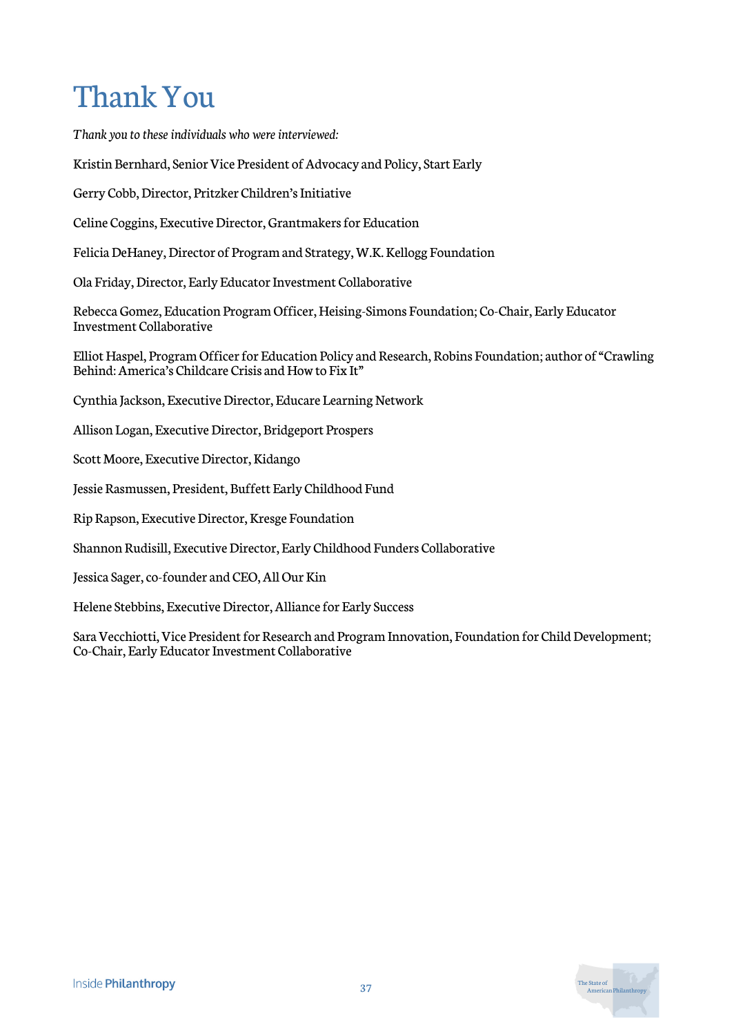# Thank You

*Thank you to these individuals who were interviewed:*

Kristin Bernhard, Senior Vice President of Advocacy and Policy, Start Early

Gerry Cobb, Director, Pritzker Children's Initiative

Celine Coggins, Executive Director, Grantmakers for Education

Felicia DeHaney, Director of Program and Strategy, W.K. Kellogg Foundation

Ola Friday, Director, Early Educator Investment Collaborative

Rebecca Gomez, Education Program Officer, Heising-Simons Foundation; Co-Chair, Early Educator Investment Collaborative

Elliot Haspel, Program Officer for Education Policy and Research, Robins Foundation; author of "Crawling Behind: America's Childcare Crisis and How to Fix It"

Cynthia Jackson, Executive Director, Educare Learning Network

Allison Logan, Executive Director, Bridgeport Prospers

Scott Moore, Executive Director, Kidango

Jessie Rasmussen, President, Buffett Early Childhood Fund

Rip Rapson, Executive Director, Kresge Foundation

Shannon Rudisill, Executive Director, Early Childhood Funders Collaborative

Jessica Sager, co-founder and CEO, All Our Kin

Helene Stebbins, Executive Director, Alliance for Early Success

Sara Vecchiotti, Vice President for Research and Program Innovation, Foundation for Child Development; Co-Chair, Early Educator Investment Collaborative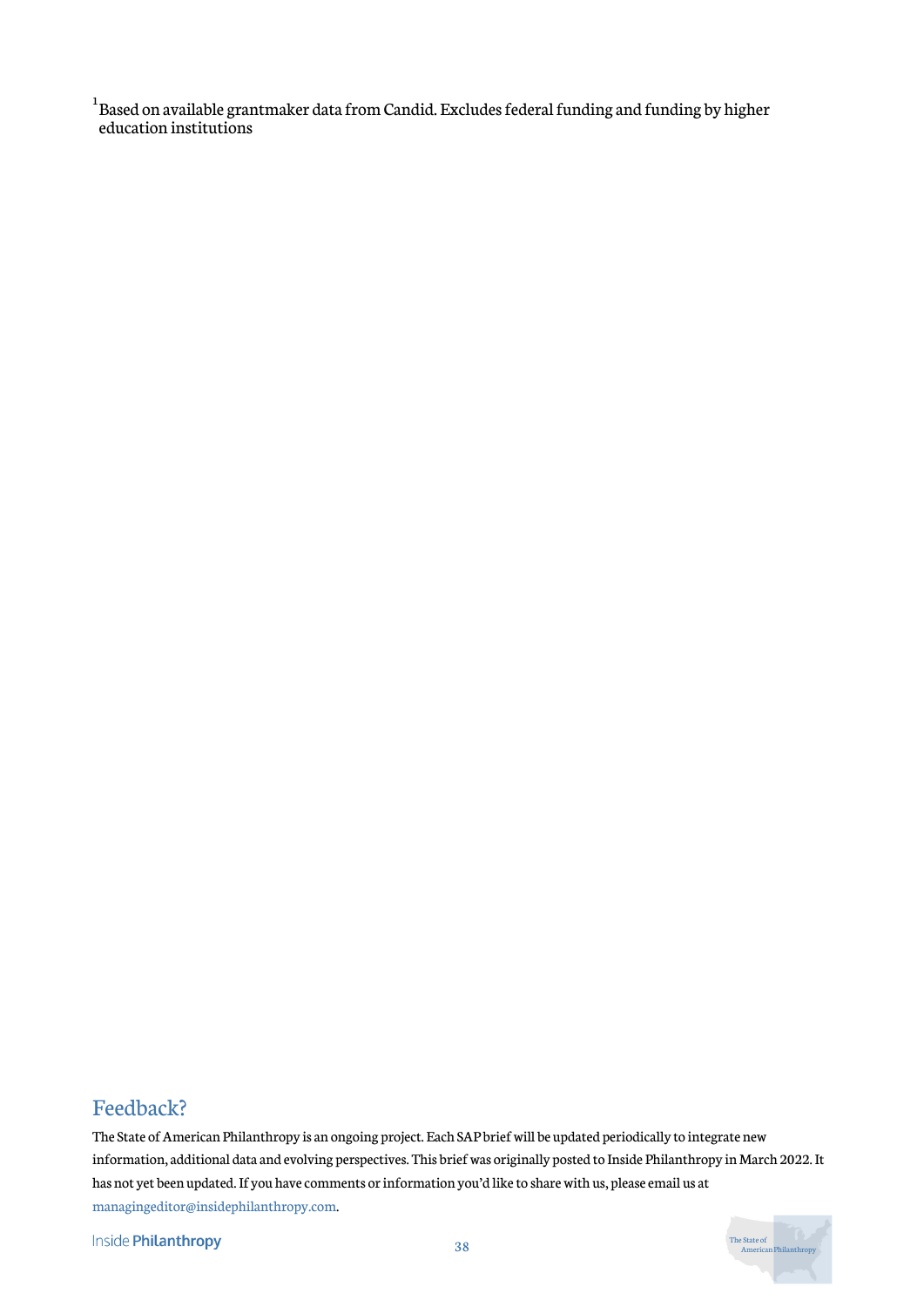[1] Based on available grantmaker data from Candid. Excludes federal funding and funding by higher education institutions

## Feedback?

The State of American Philanthropy is an ongoing project. Each SAP brief will be updated periodically to integrate new information, additional data and evolving perspectives. This brief was originally posted to Inside Philanthropy in March 2022. It has not yet been updated. If you have comments or information you'd like to share with us, please email us at managingeditor@insidephilanthropy.com.